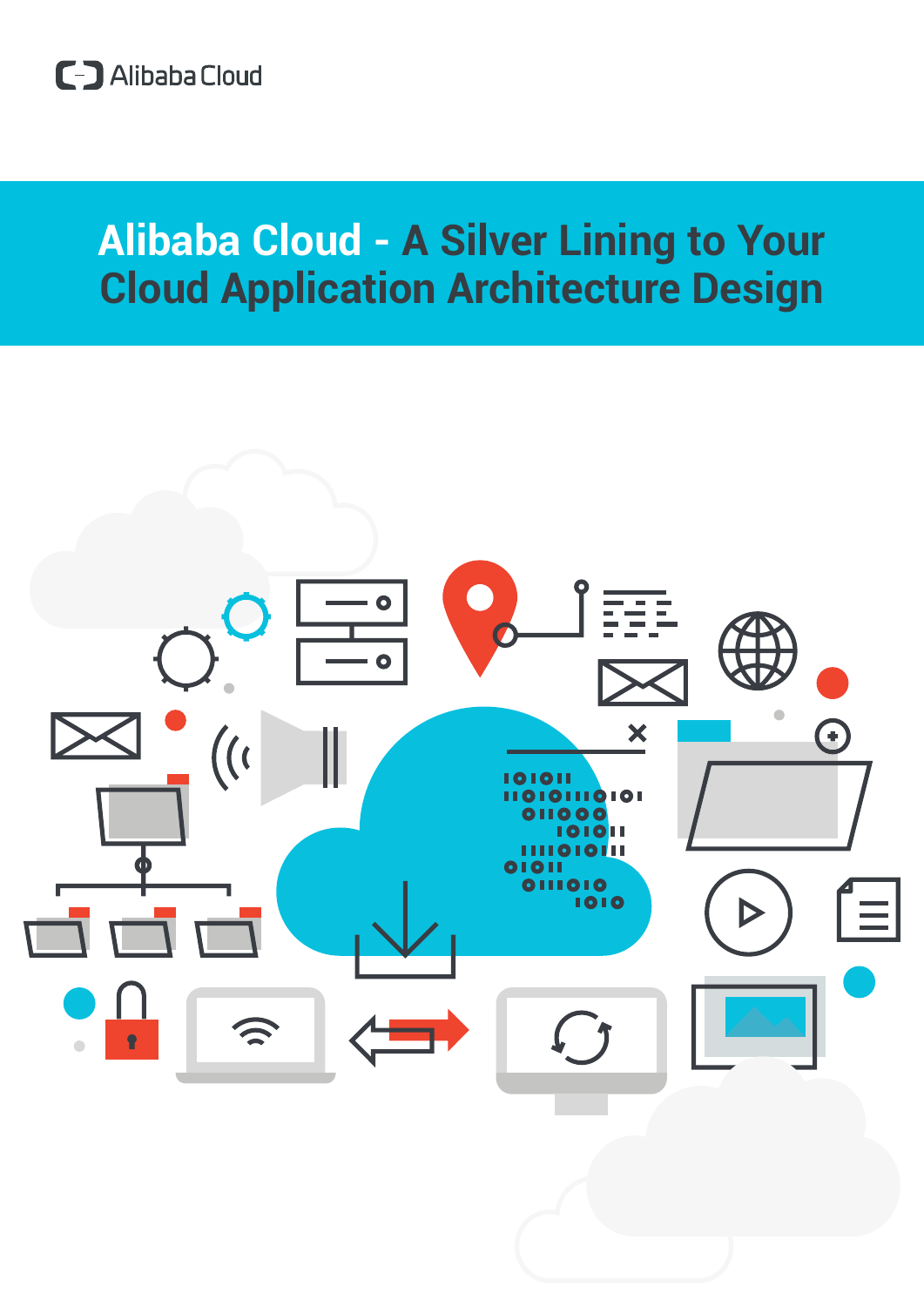Alibaba Cloud

# Alibaba Cloud - A Silver Lining to Your Cloud Application Architecture Design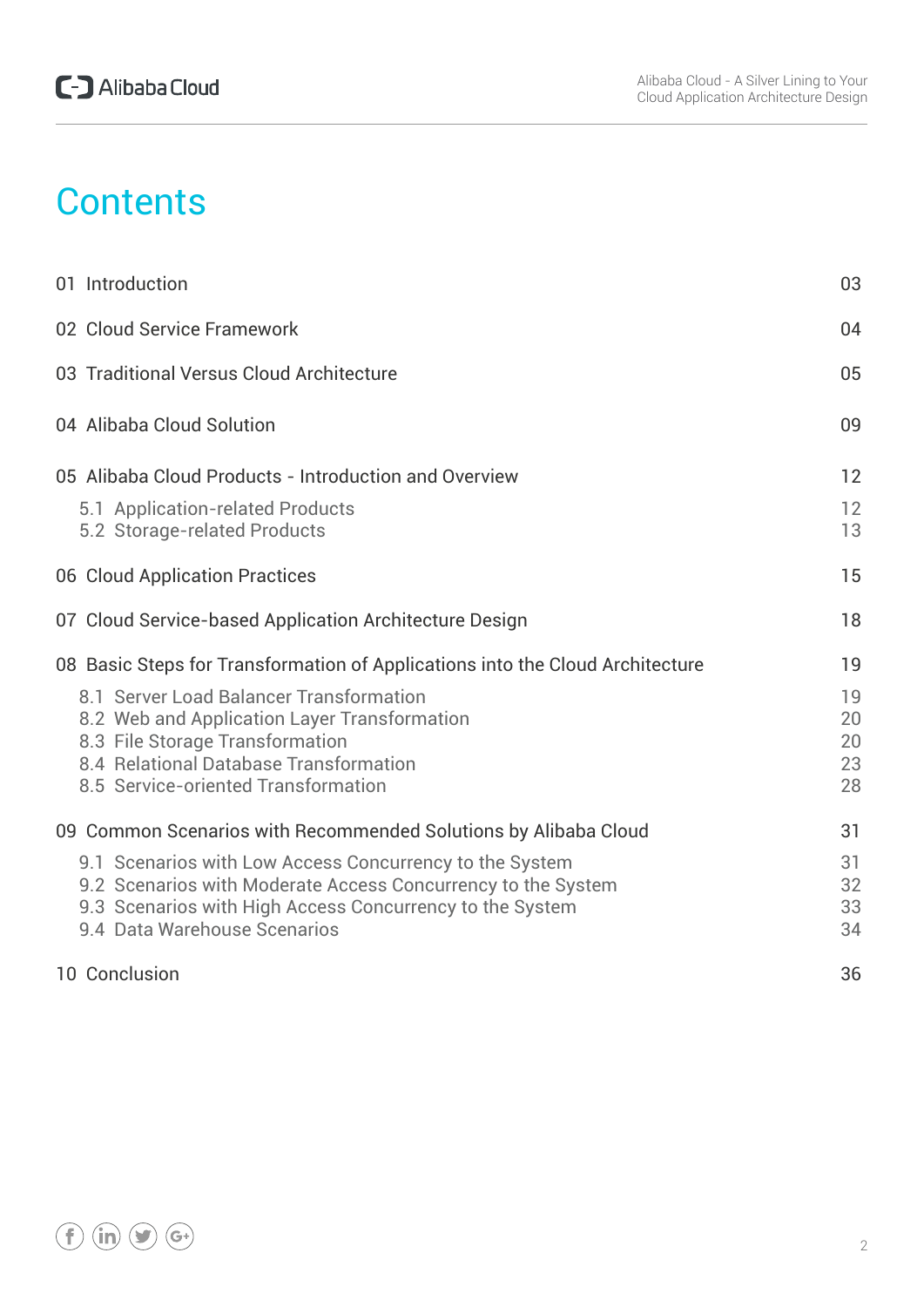# Contents

| | |
|---|---|
| 01 Introduction | 03 |
| 02 Cloud Service Framework | 04 |
| 03 Traditional Versus Cloud Architecture | 05 |
| 04 Alibaba Cloud Solution | 09 |
| 05 Alibaba Cloud Products - Introduction and Overview | 12 |
| 5.1 Application-related Products | 12 |
| 5.2 Storage-related Products | 13 |
| 06 Cloud Application Practices | 15 |
| 07 Cloud Service-based Application Architecture Design | 18 |
| 08 Basic Steps for Transformation of Applications into the Cloud Architecture | 19 |
| 8.1 Server Load Balancer Transformation | 19 |
| 8.2 Web and Application Layer Transformation | 20 |
| 8.3 File Storage Transformation | 20 |
| 8.4 Relational Database Transformation | 23 |
| 8.5 Service-oriented Transformation | 28 |
| 09 Common Scenarios with Recommended Solutions by Alibaba Cloud | 31 |
| 9.1 Scenarios with Low Access Concurrency to the System | 31 |
| 9.2 Scenarios with Moderate Access Concurrency to the System | 32 |
| 9.3 Scenarios with High Access Concurrency to the System | 33 |
| 9.4 Data Warehouse Scenarios | 34 |
| 10 Conclusion | 36 |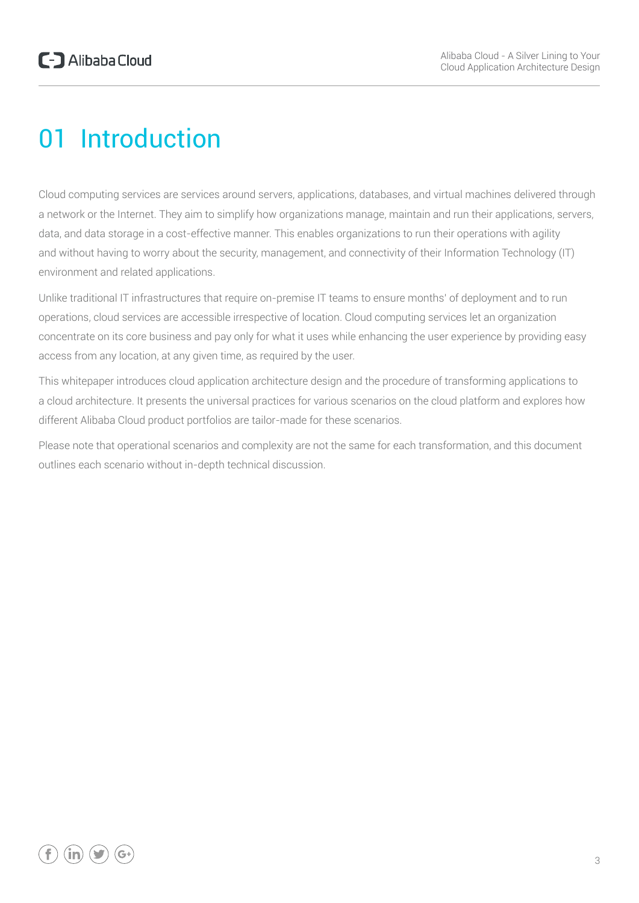# 01 Introduction

Cloud computing services are services around servers, applications, databases, and virtual machines delivered through a network or the Internet. They aim to simplify how organizations manage, maintain and run their applications, servers, data, and data storage in a cost-effective manner. This enables organizations to run their operations with agility and without having to worry about the security, management, and connectivity of their Information Technology (IT) environment and related applications.

Unlike traditional IT infrastructures that require on-premise IT teams to ensure months' of deployment and to run operations, cloud services are accessible irrespective of location. Cloud computing services let an organization concentrate on its core business and pay only for what it uses while enhancing the user experience by providing easy access from any location, at any given time, as required by the user.

This whitepaper introduces cloud application architecture design and the procedure of transforming applications to a cloud architecture. It presents the universal practices for various scenarios on the cloud platform and explores how different Alibaba Cloud product portfolios are tailor-made for these scenarios.

Please note that operational scenarios and complexity are not the same for each transformation, and this document outlines each scenario without in-depth technical discussion.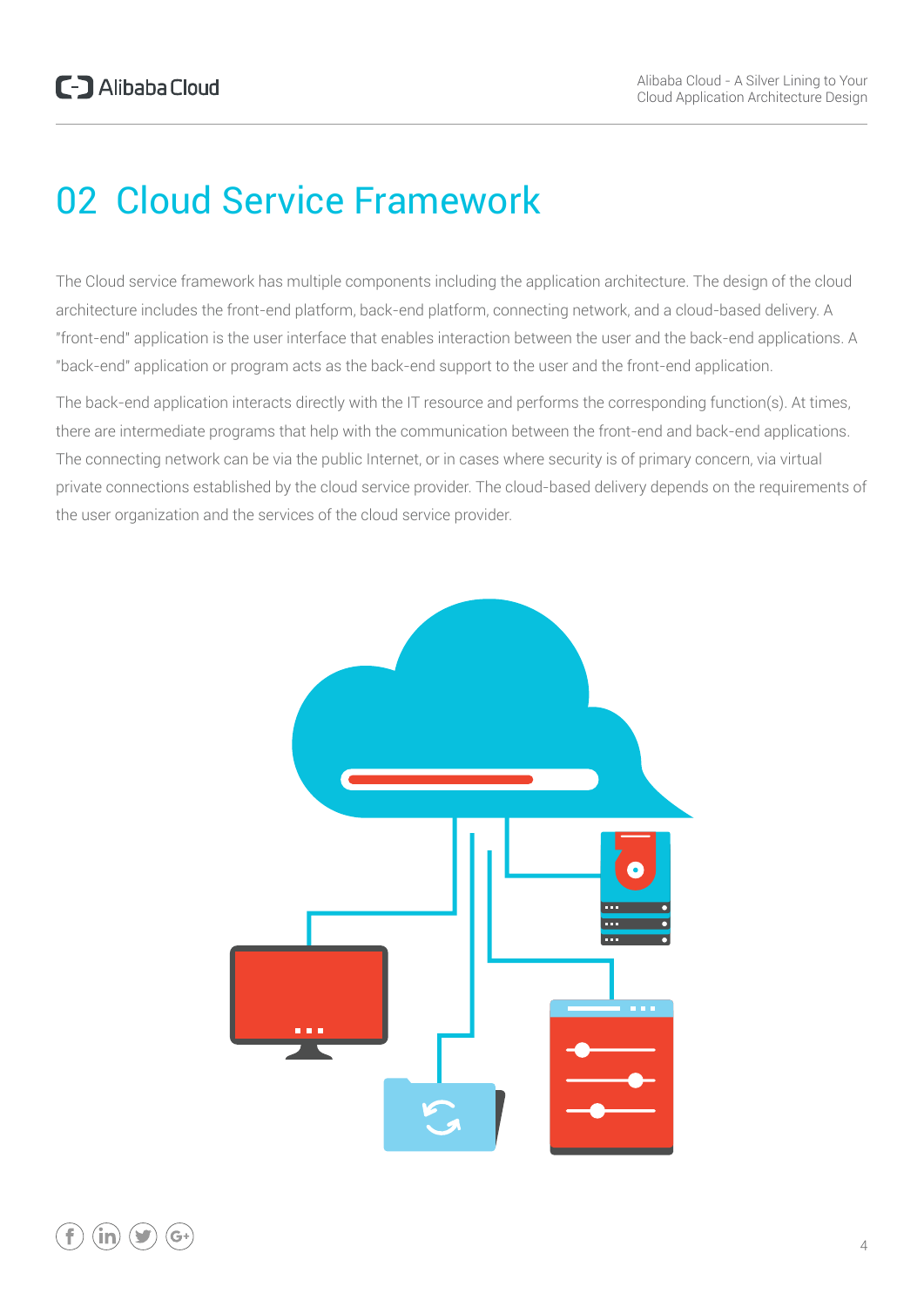# 02 Cloud Service Framework

The Cloud service framework has multiple components including the application architecture. The design of the cloud architecture includes the front-end platform, back-end platform, connecting network, and a cloud-based delivery. A "front-end" application is the user interface that enables interaction between the user and the back-end applications. A "back-end" application or program acts as the back-end support to the user and the front-end application.

The back-end application interacts directly with the IT resource and performs the corresponding function(s). At times, there are intermediate programs that help with the communication between the front-end and back-end applications. The connecting network can be via the public Internet, or in cases where security is of primary concern, via virtual private connections established by the cloud service provider. The cloud-based delivery depends on the requirements of the user organization and the services of the cloud service provider.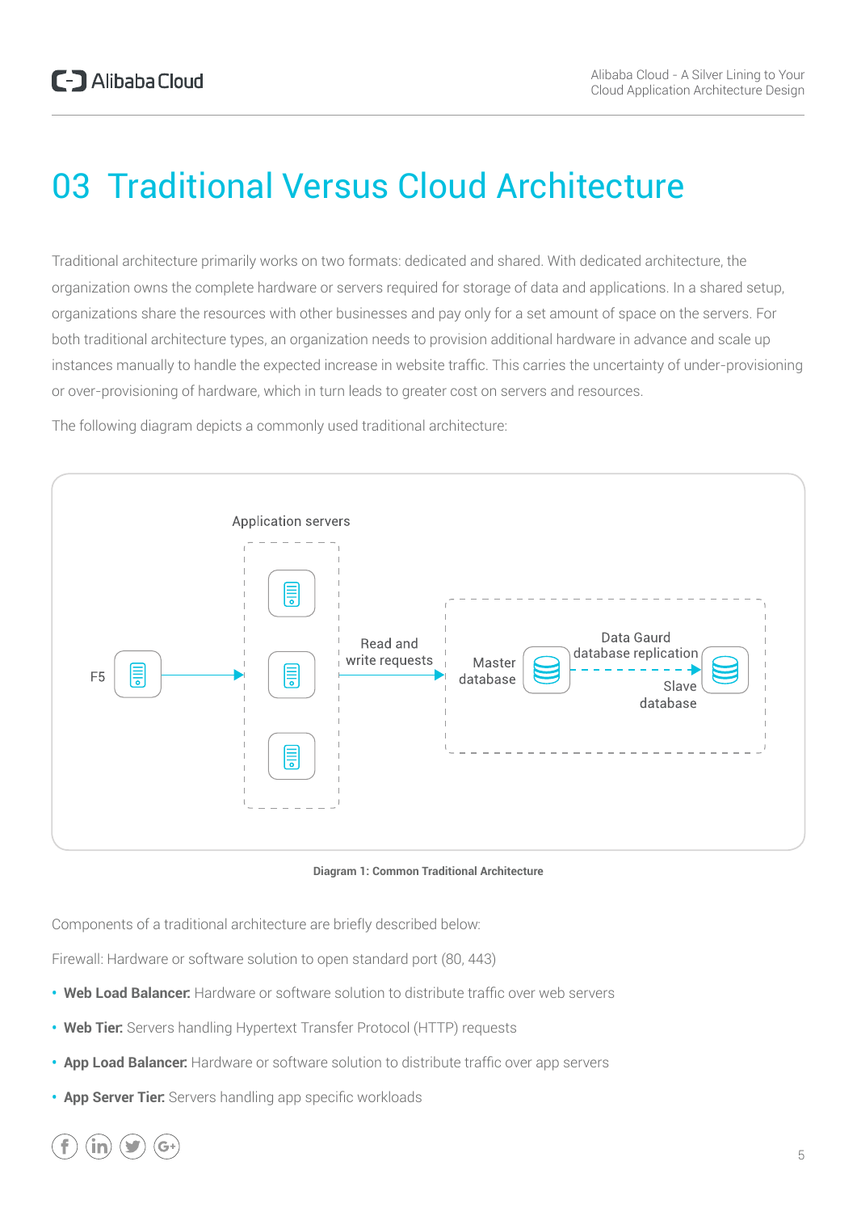# 03 Traditional Versus Cloud Architecture

Traditional architecture primarily works on two formats: dedicated and shared. With dedicated architecture, the organization owns the complete hardware or servers required for storage of data and applications. In a shared setup, organizations share the resources with other businesses and pay only for a set amount of space on the servers. For both traditional architecture types, an organization needs to provision additional hardware in advance and scale up instances manually to handle the expected increase in website traffic. This carries the uncertainty of under-provisioning or over-provisioning of hardware, which in turn leads to greater cost on servers and resources.

The following diagram depicts a commonly used traditional architecture:

Application servers

F5

Read and write requests

Master database

Data Gaurd database replication

Slave database

**Diagram 1: Common Traditional Architecture**

Components of a traditional architecture are briefly described below:

Firewall: Hardware or software solution to open standard port (80, 443)

- **Web Load Balancer:** Hardware or software solution to distribute traffic over web servers
- **Web Tier:** Servers handling Hypertext Transfer Protocol (HTTP) requests
- **App Load Balancer:** Hardware or software solution to distribute traffic over app servers
- **App Server Tier:** Servers handling app specific workloads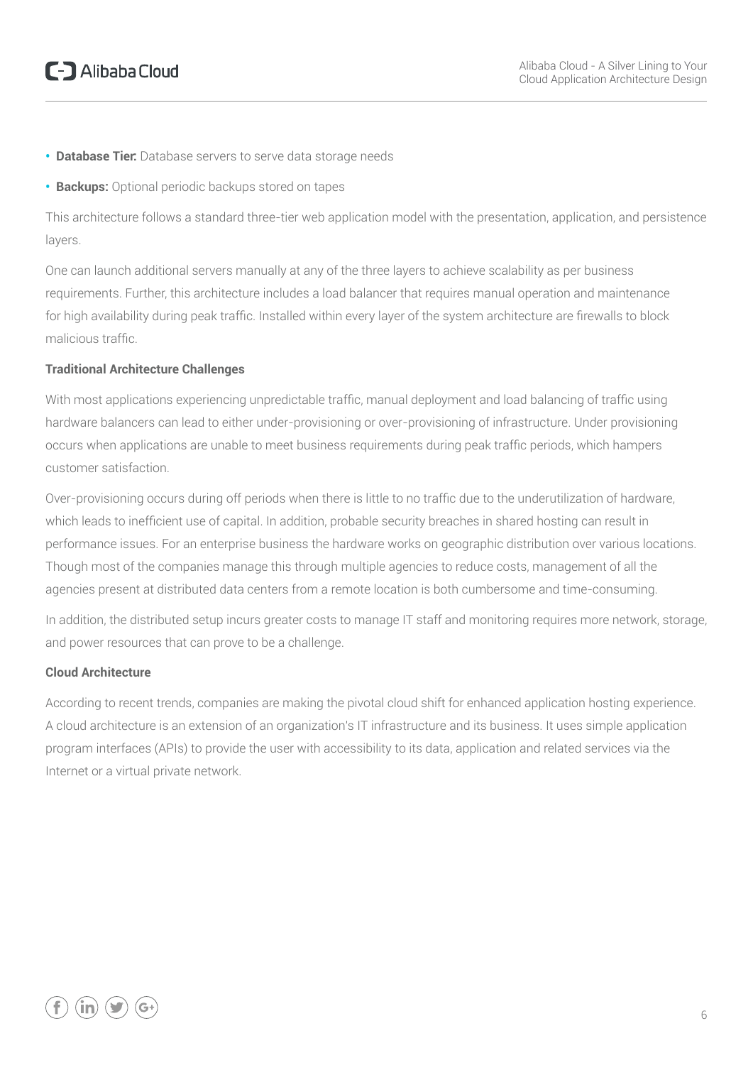- **Database Tier:** Database servers to serve data storage needs
- **Backups:** Optional periodic backups stored on tapes

This architecture follows a standard three-tier web application model with the presentation, application, and persistence layers.

One can launch additional servers manually at any of the three layers to achieve scalability as per business requirements. Further, this architecture includes a load balancer that requires manual operation and maintenance for high availability during peak traffic. Installed within every layer of the system architecture are firewalls to block malicious traffic.

**Traditional Architecture Challenges**

With most applications experiencing unpredictable traffic, manual deployment and load balancing of traffic using hardware balancers can lead to either under-provisioning or over-provisioning of infrastructure. Under provisioning occurs when applications are unable to meet business requirements during peak traffic periods, which hampers customer satisfaction.

Over-provisioning occurs during off periods when there is little to no traffic due to the underutilization of hardware, which leads to inefficient use of capital. In addition, probable security breaches in shared hosting can result in performance issues. For an enterprise business the hardware works on geographic distribution over various locations. Though most of the companies manage this through multiple agencies to reduce costs, management of all the agencies present at distributed data centers from a remote location is both cumbersome and time-consuming.

In addition, the distributed setup incurs greater costs to manage IT staff and monitoring requires more network, storage, and power resources that can prove to be a challenge.

**Cloud Architecture**

According to recent trends, companies are making the pivotal cloud shift for enhanced application hosting experience. A cloud architecture is an extension of an organization's IT infrastructure and its business. It uses simple application program interfaces (APIs) to provide the user with accessibility to its data, application and related services via the Internet or a virtual private network.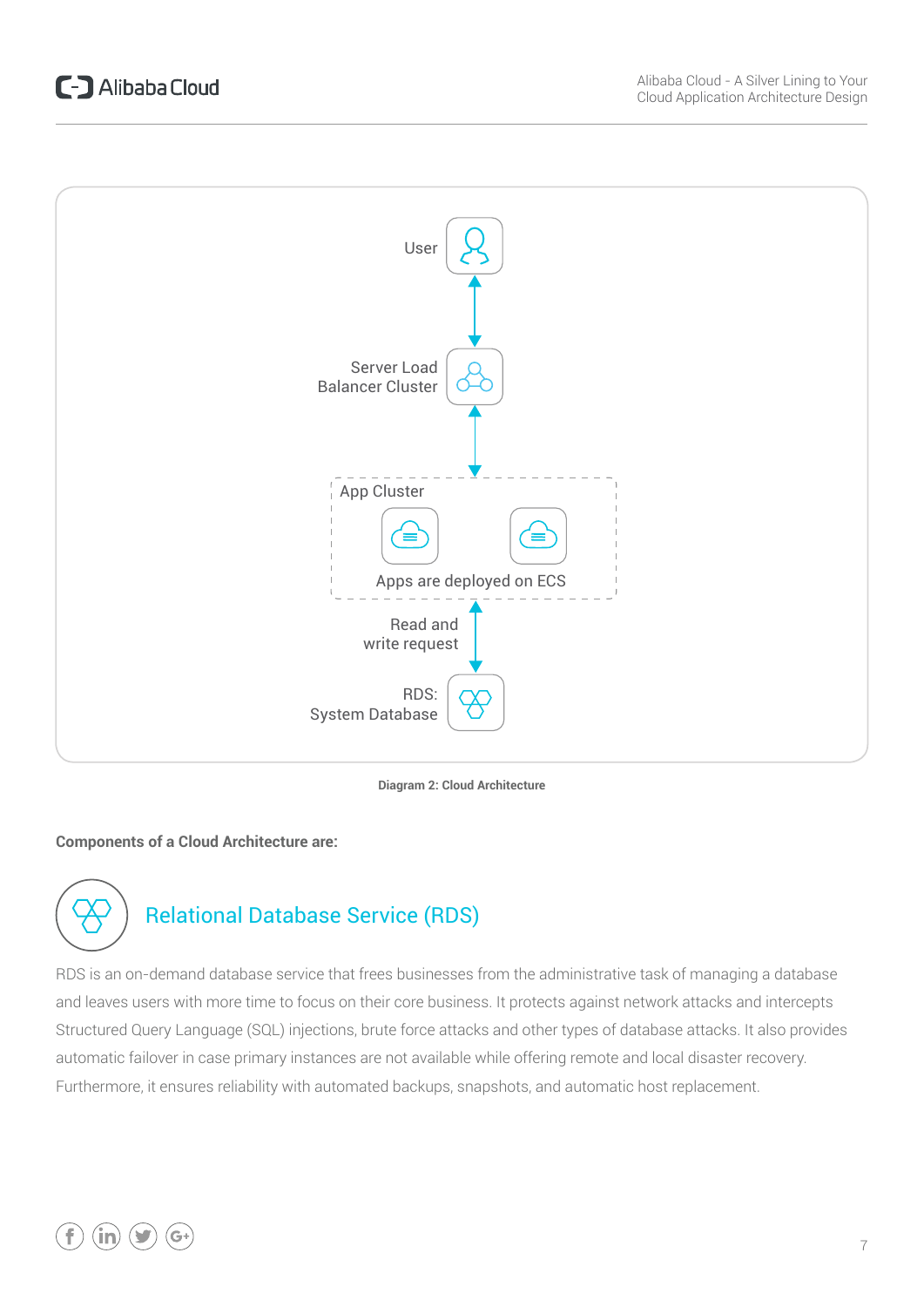User

Server Load Balancer Cluster

App Cluster

Apps are deployed on ECS

Read and write request

RDS: System Database

**Diagram 2: Cloud Architecture**

**Components of a Cloud Architecture are:**

## Relational Database Service (RDS)

RDS is an on-demand database service that frees businesses from the administrative task of managing a database and leaves users with more time to focus on their core business. It protects against network attacks and intercepts Structured Query Language (SQL) injections, brute force attacks and other types of database attacks. It also provides automatic failover in case primary instances are not available while offering remote and local disaster recovery. Furthermore, it ensures reliability with automated backups, snapshots, and automatic host replacement.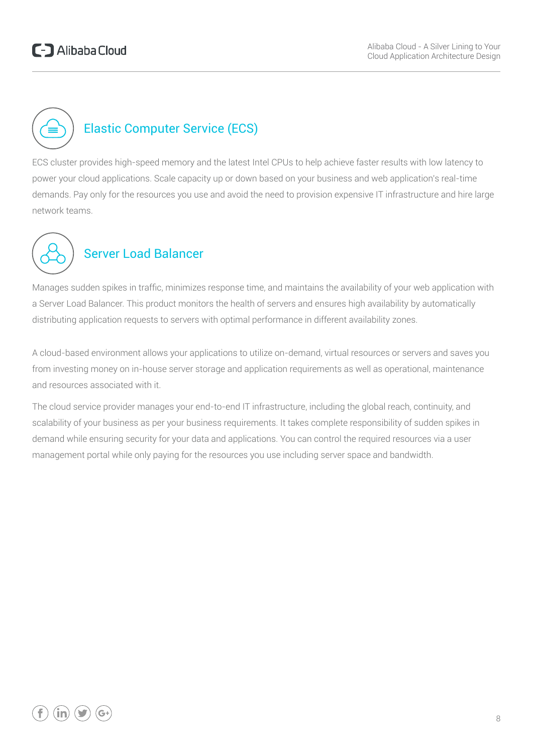## Elastic Computer Service (ECS)

ECS cluster provides high-speed memory and the latest Intel CPUs to help achieve faster results with low latency to power your cloud applications. Scale capacity up or down based on your business and web application's real-time demands. Pay only for the resources you use and avoid the need to provision expensive IT infrastructure and hire large network teams.

## Server Load Balancer

Manages sudden spikes in traffic, minimizes response time, and maintains the availability of your web application with a Server Load Balancer. This product monitors the health of servers and ensures high availability by automatically distributing application requests to servers with optimal performance in different availability zones.

A cloud-based environment allows your applications to utilize on-demand, virtual resources or servers and saves you from investing money on in-house server storage and application requirements as well as operational, maintenance and resources associated with it.

The cloud service provider manages your end-to-end IT infrastructure, including the global reach, continuity, and scalability of your business as per your business requirements. It takes complete responsibility of sudden spikes in demand while ensuring security for your data and applications. You can control the required resources via a user management portal while only paying for the resources you use including server space and bandwidth.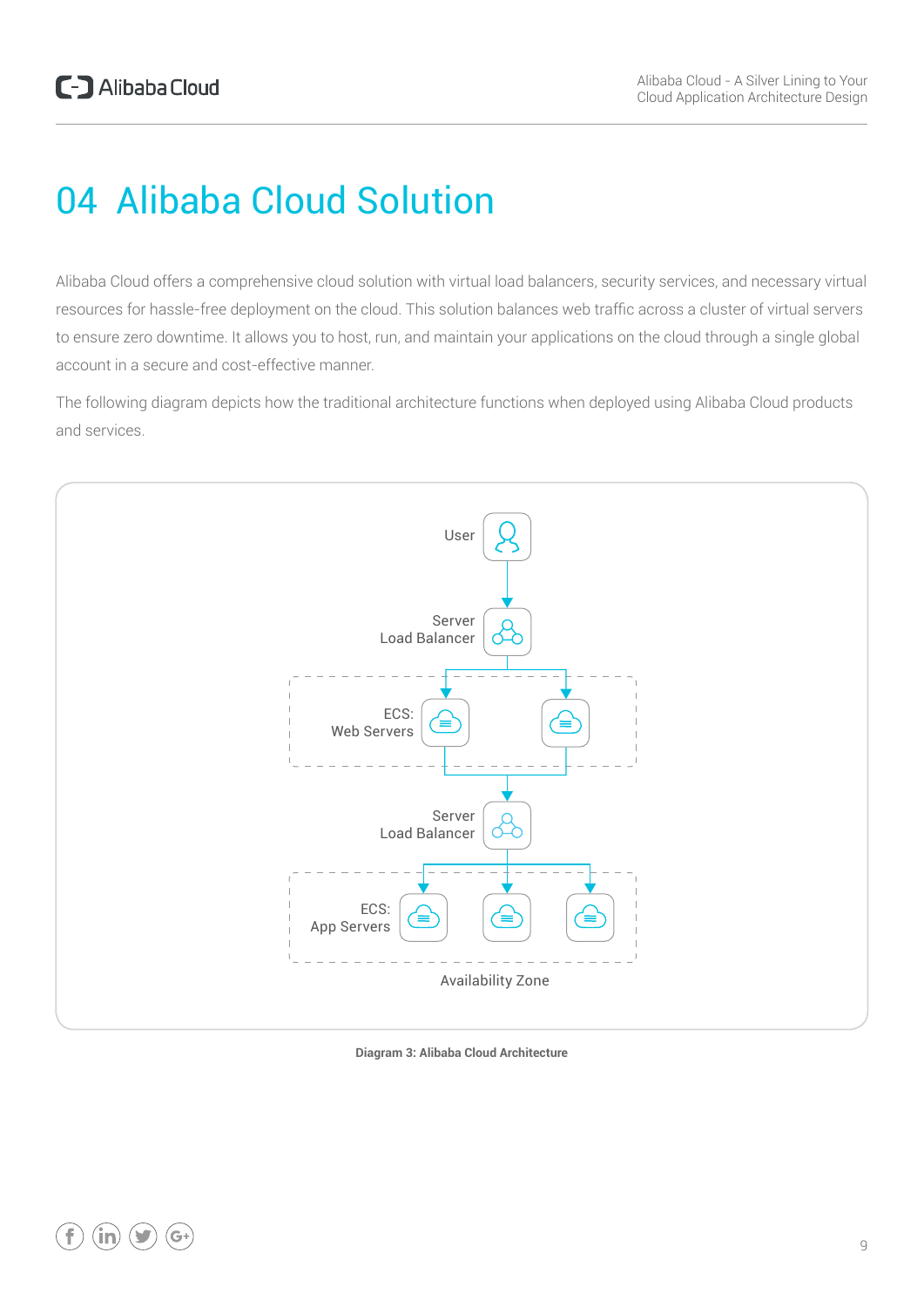# 04 Alibaba Cloud Solution

Alibaba Cloud offers a comprehensive cloud solution with virtual load balancers, security services, and necessary virtual resources for hassle-free deployment on the cloud. This solution balances web traffic across a cluster of virtual servers to ensure zero downtime. It allows you to host, run, and maintain your applications on the cloud through a single global account in a secure and cost-effective manner.

The following diagram depicts how the traditional architecture functions when deployed using Alibaba Cloud products and services.

User

Server Load Balancer

ECS: Web Servers

Server Load Balancer

ECS: App Servers

Availability Zone

**Diagram 3: Alibaba Cloud Architecture**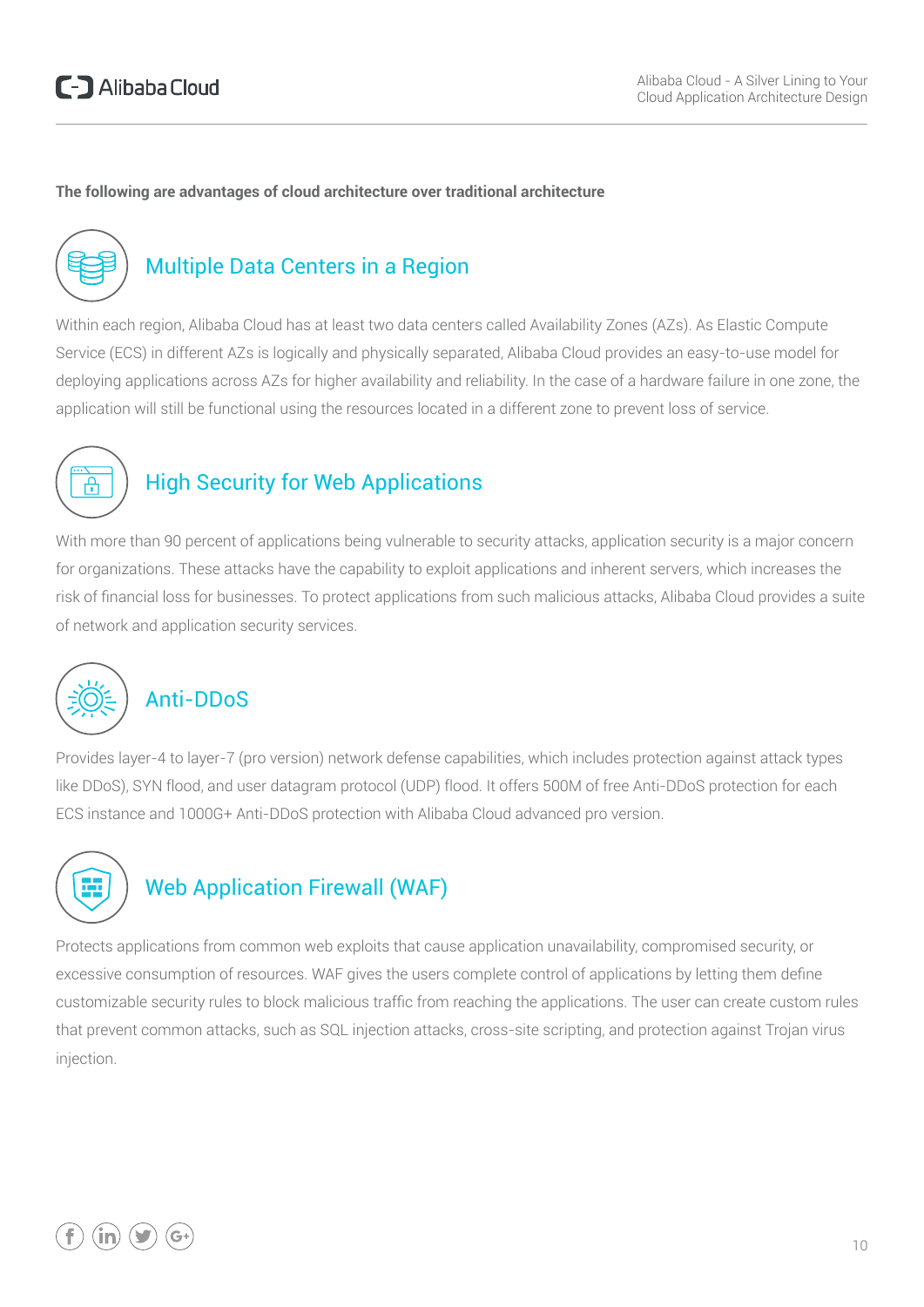**The following are advantages of cloud architecture over traditional architecture**

## Multiple Data Centers in a Region

Within each region, Alibaba Cloud has at least two data centers called Availability Zones (AZs). As Elastic Compute Service (ECS) in different AZs is logically and physically separated, Alibaba Cloud provides an easy-to-use model for deploying applications across AZs for higher availability and reliability. In the case of a hardware failure in one zone, the application will still be functional using the resources located in a different zone to prevent loss of service.

## High Security for Web Applications

With more than 90 percent of applications being vulnerable to security attacks, application security is a major concern for organizations. These attacks have the capability to exploit applications and inherent servers, which increases the risk of financial loss for businesses. To protect applications from such malicious attacks, Alibaba Cloud provides a suite of network and application security services.

## Anti-DDoS

Provides layer-4 to layer-7 (pro version) network defense capabilities, which includes protection against attack types like DDoS), SYN flood, and user datagram protocol (UDP) flood. It offers 500M of free Anti-DDoS protection for each ECS instance and 1000G+ Anti-DDoS protection with Alibaba Cloud advanced pro version.

## Web Application Firewall (WAF)

Protects applications from common web exploits that cause application unavailability, compromised security, or excessive consumption of resources. WAF gives the users complete control of applications by letting them define customizable security rules to block malicious traffic from reaching the applications. The user can create custom rules that prevent common attacks, such as SQL injection attacks, cross-site scripting, and protection against Trojan virus injection.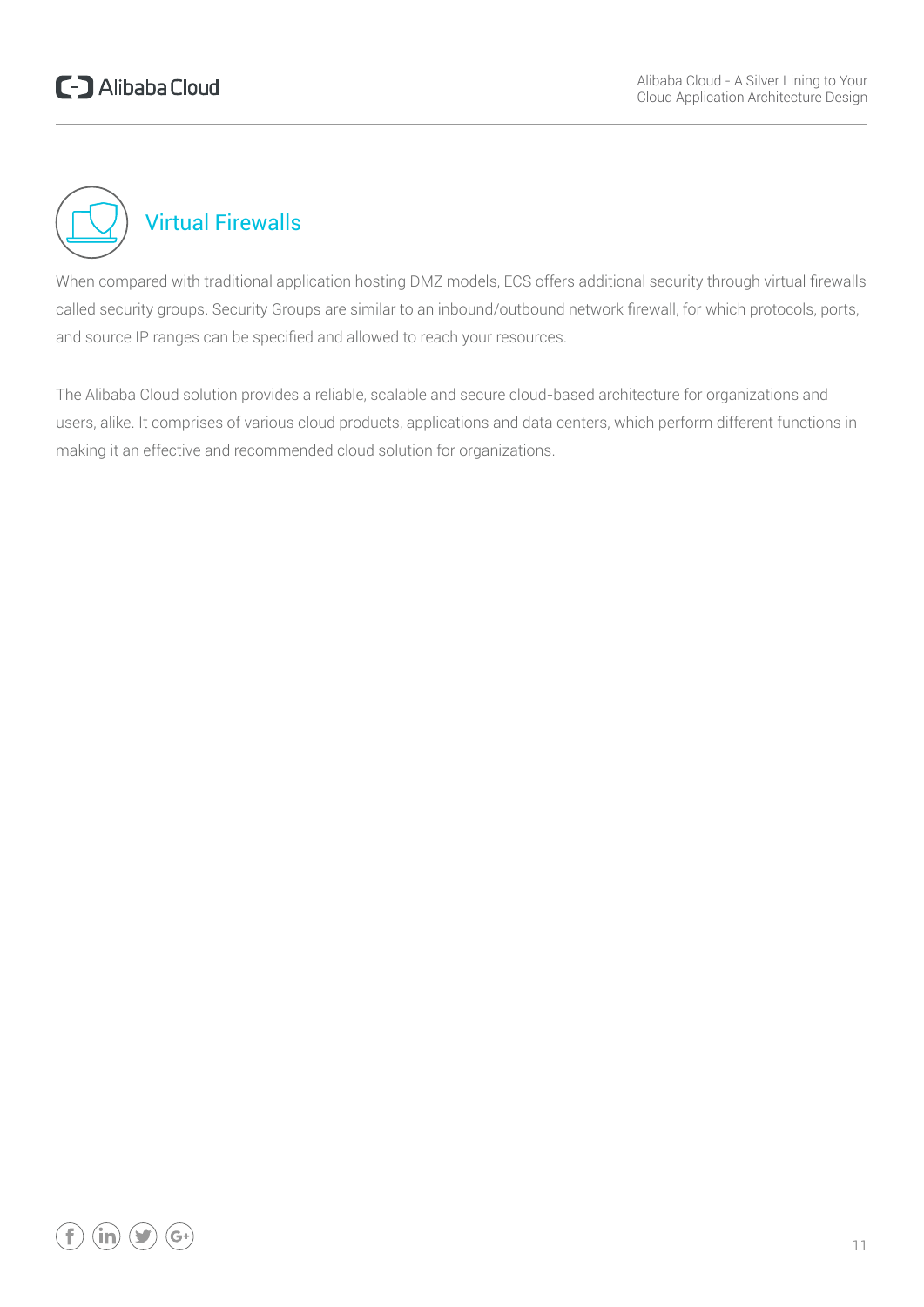## Virtual Firewalls

When compared with traditional application hosting DMZ models, ECS offers additional security through virtual firewalls called security groups. Security Groups are similar to an inbound/outbound network firewall, for which protocols, ports, and source IP ranges can be specified and allowed to reach your resources.

The Alibaba Cloud solution provides a reliable, scalable and secure cloud-based architecture for organizations and users, alike. It comprises of various cloud products, applications and data centers, which perform different functions in making it an effective and recommended cloud solution for organizations.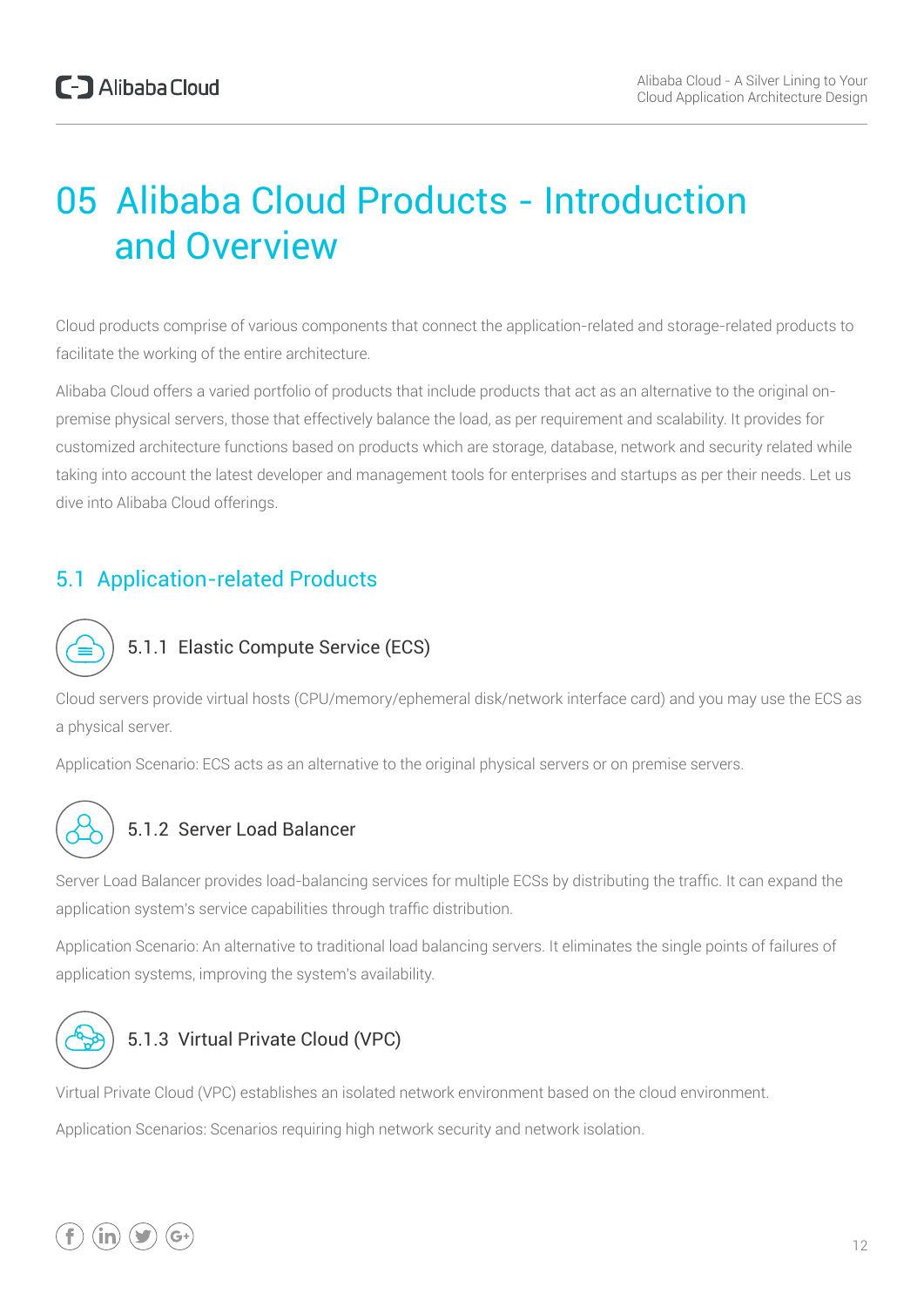# 05 Alibaba Cloud Products - Introduction and Overview

Cloud products comprise of various components that connect the application-related and storage-related products to facilitate the working of the entire architecture.

Alibaba Cloud offers a varied portfolio of products that include products that act as an alternative to the original on-premise physical servers, those that effectively balance the load, as per requirement and scalability. It provides for customized architecture functions based on products which are storage, database, network and security related while taking into account the latest developer and management tools for enterprises and startups as per their needs. Let us dive into Alibaba Cloud offerings.

## 5.1 Application-related Products

### 5.1.1 Elastic Compute Service (ECS)

Cloud servers provide virtual hosts (CPU/memory/ephemeral disk/network interface card) and you may use the ECS as a physical server.

Application Scenario: ECS acts as an alternative to the original physical servers or on premise servers.

### 5.1.2 Server Load Balancer

Server Load Balancer provides load-balancing services for multiple ECSs by distributing the traffic. It can expand the application system's service capabilities through traffic distribution.

Application Scenario: An alternative to traditional load balancing servers. It eliminates the single points of failures of application systems, improving the system's availability.

### 5.1.3 Virtual Private Cloud (VPC)

Virtual Private Cloud (VPC) establishes an isolated network environment based on the cloud environment.

Application Scenarios: Scenarios requiring high network security and network isolation.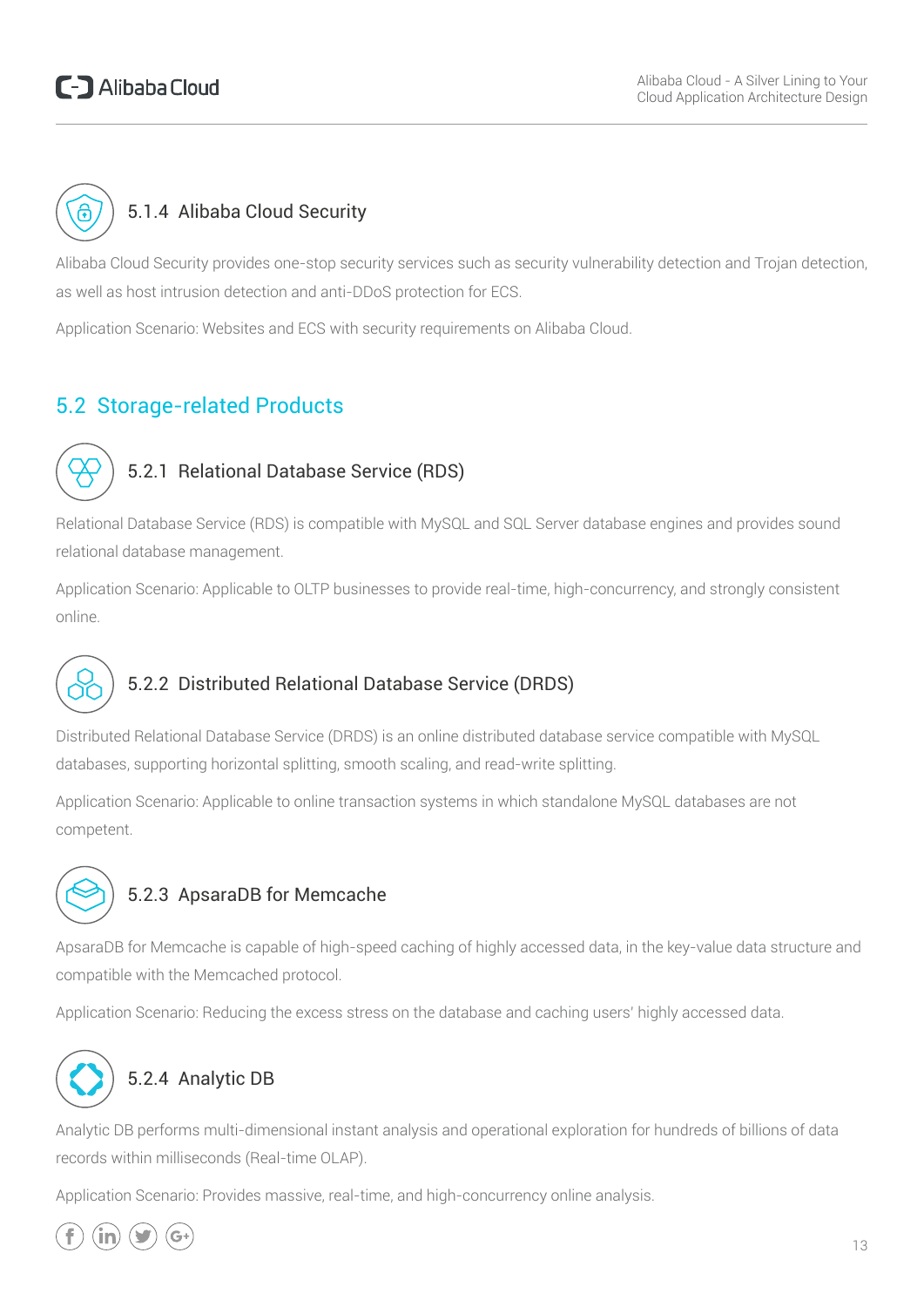### 5.1.4 Alibaba Cloud Security

Alibaba Cloud Security provides one-stop security services such as security vulnerability detection and Trojan detection, as well as host intrusion detection and anti-DDoS protection for ECS.

Application Scenario: Websites and ECS with security requirements on Alibaba Cloud.

## 5.2 Storage-related Products

### 5.2.1 Relational Database Service (RDS)

Relational Database Service (RDS) is compatible with MySQL and SQL Server database engines and provides sound relational database management.

Application Scenario: Applicable to OLTP businesses to provide real-time, high-concurrency, and strongly consistent online.

### 5.2.2 Distributed Relational Database Service (DRDS)

Distributed Relational Database Service (DRDS) is an online distributed database service compatible with MySQL databases, supporting horizontal splitting, smooth scaling, and read-write splitting.

Application Scenario: Applicable to online transaction systems in which standalone MySQL databases are not competent.

### 5.2.3 ApsaraDB for Memcache

ApsaraDB for Memcache is capable of high-speed caching of highly accessed data, in the key-value data structure and compatible with the Memcached protocol.

Application Scenario: Reducing the excess stress on the database and caching users' highly accessed data.

### 5.2.4 Analytic DB

Analytic DB performs multi-dimensional instant analysis and operational exploration for hundreds of billions of data records within milliseconds (Real-time OLAP).

Application Scenario: Provides massive, real-time, and high-concurrency online analysis.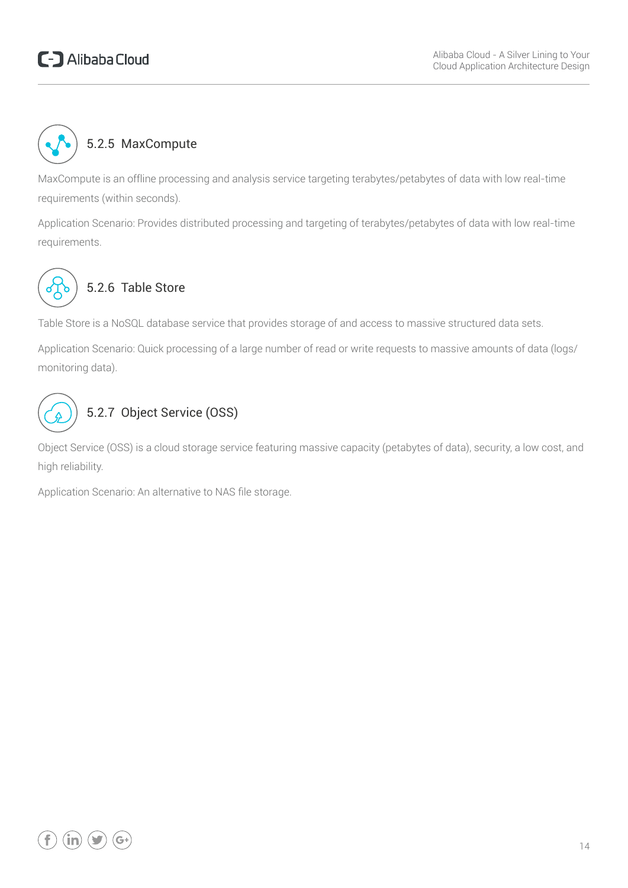### 5.2.5 MaxCompute

MaxCompute is an offline processing and analysis service targeting terabytes/petabytes of data with low real-time requirements (within seconds).

Application Scenario: Provides distributed processing and targeting of terabytes/petabytes of data with low real-time requirements.

### 5.2.6 Table Store

Table Store is a NoSQL database service that provides storage of and access to massive structured data sets.

Application Scenario: Quick processing of a large number of read or write requests to massive amounts of data (logs/monitoring data).

### 5.2.7 Object Service (OSS)

Object Service (OSS) is a cloud storage service featuring massive capacity (petabytes of data), security, a low cost, and high reliability.

Application Scenario: An alternative to NAS file storage.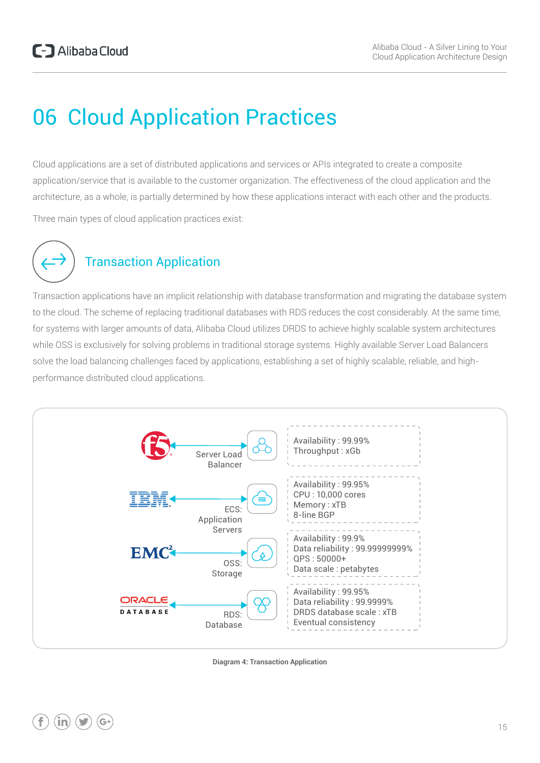# 06 Cloud Application Practices

Cloud applications are a set of distributed applications and services or APIs integrated to create a composite application/service that is available to the customer organization. The effectiveness of the cloud application and the architecture, as a whole, is partially determined by how these applications interact with each other and the products.

Three main types of cloud application practices exist:

## Transaction Application

Transaction applications have an implicit relationship with database transformation and migrating the database system to the cloud. The scheme of replacing traditional databases with RDS reduces the cost considerably. At the same time, for systems with larger amounts of data, Alibaba Cloud utilizes DRDS to achieve highly scalable system architectures while OSS is exclusively for solving problems in traditional storage systems. Highly available Server Load Balancers solve the load balancing challenges faced by applications, establishing a set of highly scalable, reliable, and high-performance distributed cloud applications.

f5 → Server Load Balancer
- Availability : 99.99%
- Throughput : xGb

IBM → ECS: Application Servers
- Availability : 99.95%
- CPU : 10,000 cores
- Memory : xTB
- 8-line BGP

EMC² → OSS: Storage
- Availability : 99.9%
- Data reliability : 99.99999999%
- QPS : 50000+
- Data scale : petabytes

ORACLE DATABASE → RDS: Database
- Availability : 99.95%
- Data reliability : 99.9999%
- DRDS database scale : xTB
- Eventual consistency

**Diagram 4: Transaction Application**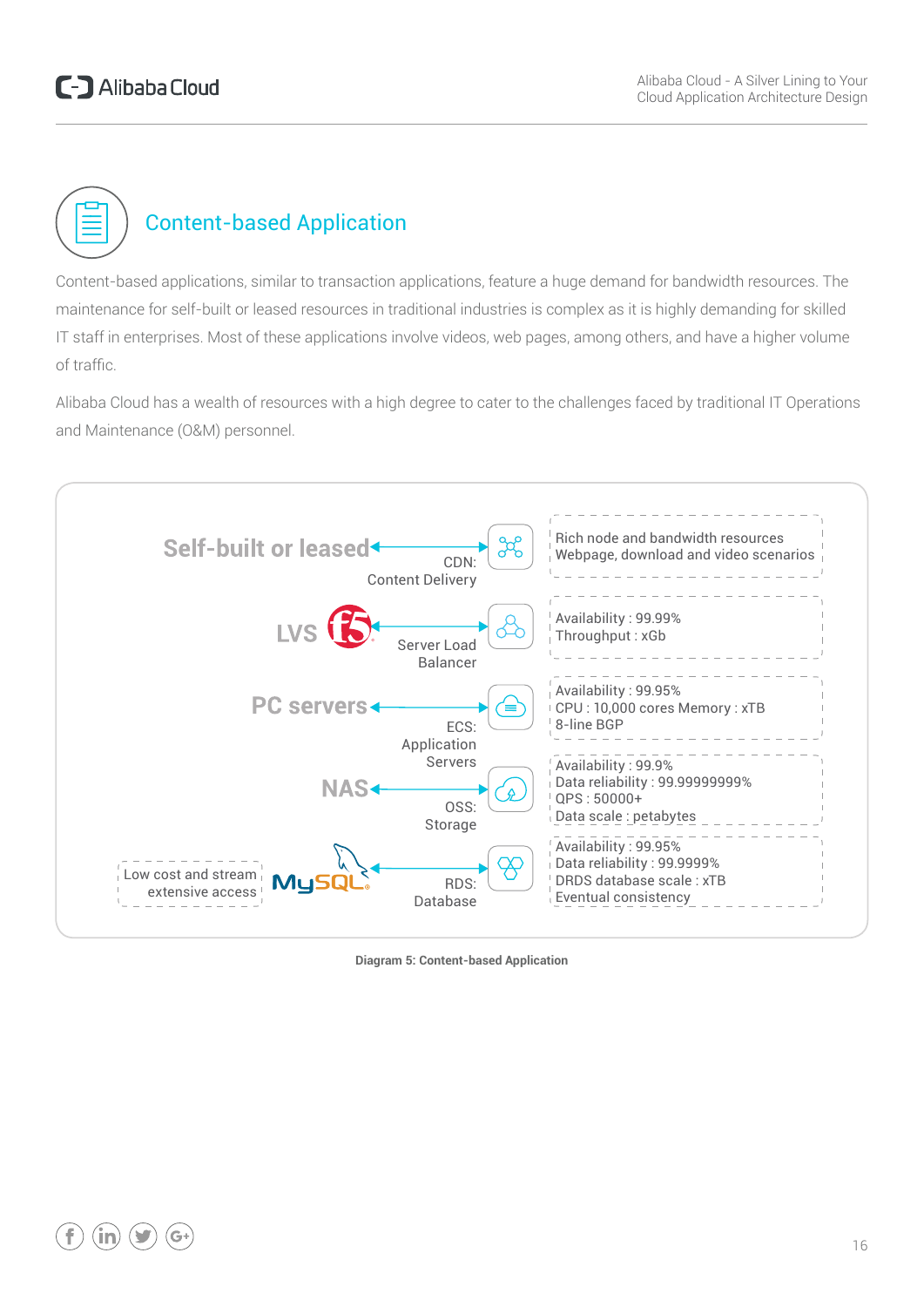## Content-based Application

Content-based applications, similar to transaction applications, feature a huge demand for bandwidth resources. The maintenance for self-built or leased resources in traditional industries is complex as it is highly demanding for skilled IT staff in enterprises. Most of these applications involve videos, web pages, among others, and have a higher volume of traffic.

Alibaba Cloud has a wealth of resources with a high degree to cater to the challenges faced by traditional IT Operations and Maintenance (O&M) personnel.

| Traditional | Alibaba Cloud | Features |
|---|---|---|
| Self-built or leased | CDN: Content Delivery | Rich node and bandwidth resources<br>Webpage, download and video scenarios |
| LVS f5 | Server Load Balancer | Availability : 99.99%<br>Throughput : xGb |
| PC servers | ECS: Application Servers | Availability : 99.95%<br>CPU : 10,000 cores Memory : xTB<br>8-line BGP |
| NAS | OSS: Storage | Availability : 99.9%<br>Data reliability : 99.99999999%<br>QPS : 50000+<br>Data scale : petabytes |
| MySQL (Low cost and stream extensive access) | RDS: Database | Availability : 99.95%<br>Data reliability : 99.9999%<br>DRDS database scale : xTB<br>Eventual consistency |

**Diagram 5: Content-based Application**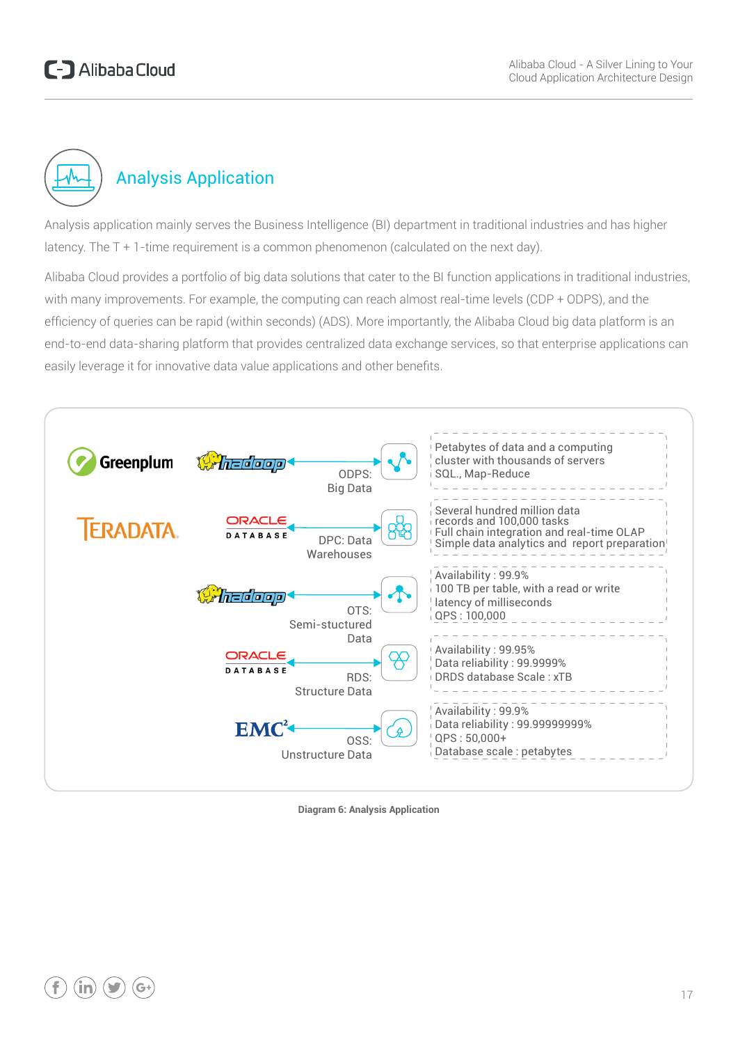## Analysis Application

Analysis application mainly serves the Business Intelligence (BI) department in traditional industries and has higher latency. The T + 1-time requirement is a common phenomenon (calculated on the next day).

Alibaba Cloud provides a portfolio of big data solutions that cater to the BI function applications in traditional industries, with many improvements. For example, the computing can reach almost real-time levels (CDP + ODPS), and the efficiency of queries can be rapid (within seconds) (ADS). More importantly, the Alibaba Cloud big data platform is an end-to-end data-sharing platform that provides centralized data exchange services, so that enterprise applications can easily leverage it for innovative data value applications and other benefits.

| Traditional | Alibaba Cloud service | Characteristics |
|---|---|---|
| Greenplum / hadoop | ODPS: Big Data | Petabytes of data and a computing cluster with thousands of servers<br>SQL., Map-Reduce |
| TERADATA / ORACLE DATABASE | DPC: Data Warehouses | Several hundred million data records and 100,000 tasks<br>Full chain integration and real-time OLAP<br>Simple data analytics and report preparation |
| hadoop | OTS: Semi-stuctured Data | Availability : 99.9%<br>100 TB per table, with a read or write latency of milliseconds<br>QPS : 100,000 |
| ORACLE DATABASE | RDS: Structure Data | Availability : 99.95%<br>Data reliability : 99.9999%<br>DRDS database Scale : xTB |
| EMC² | OSS: Unstructure Data | Availability : 99.9%<br>Data reliability : 99.99999999%<br>QPS : 50,000+<br>Database scale : petabytes |

**Diagram 6: Analysis Application**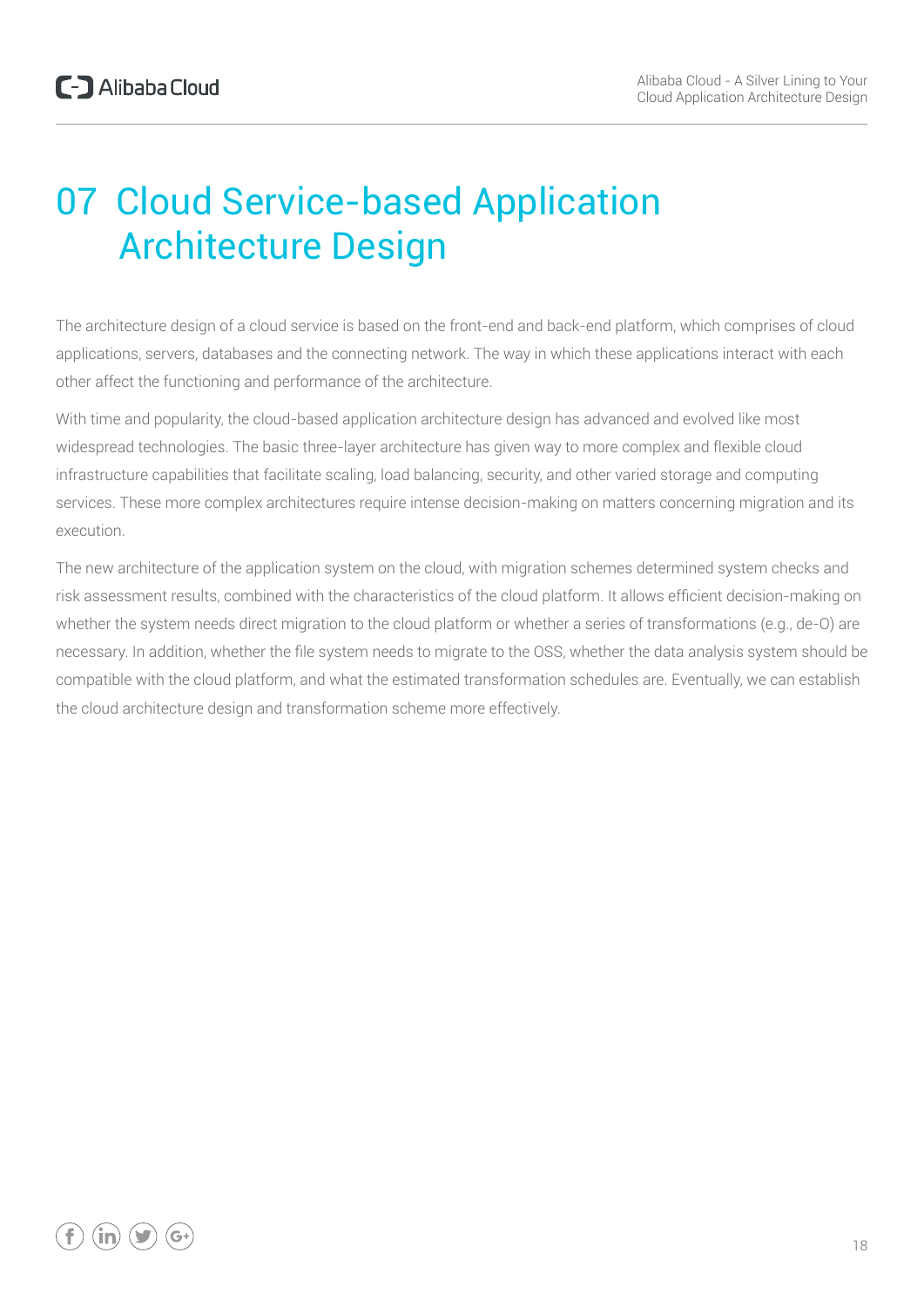# 07 Cloud Service-based Application Architecture Design

The architecture design of a cloud service is based on the front-end and back-end platform, which comprises of cloud applications, servers, databases and the connecting network. The way in which these applications interact with each other affect the functioning and performance of the architecture.

With time and popularity, the cloud-based application architecture design has advanced and evolved like most widespread technologies. The basic three-layer architecture has given way to more complex and flexible cloud infrastructure capabilities that facilitate scaling, load balancing, security, and other varied storage and computing services. These more complex architectures require intense decision-making on matters concerning migration and its execution.

The new architecture of the application system on the cloud, with migration schemes determined system checks and risk assessment results, combined with the characteristics of the cloud platform. It allows efficient decision-making on whether the system needs direct migration to the cloud platform or whether a series of transformations (e.g., de-O) are necessary. In addition, whether the file system needs to migrate to the OSS, whether the data analysis system should be compatible with the cloud platform, and what the estimated transformation schedules are. Eventually, we can establish the cloud architecture design and transformation scheme more effectively.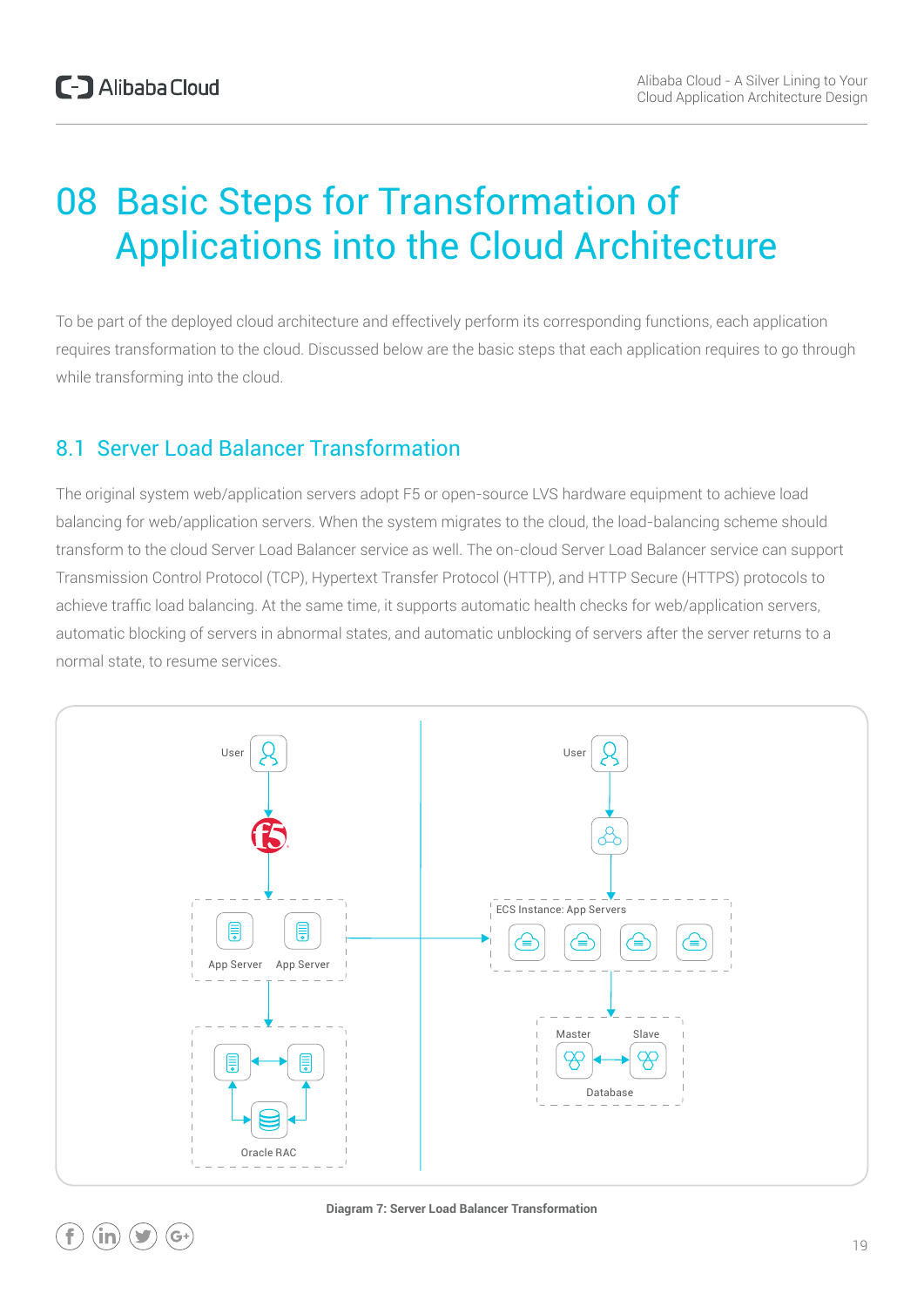# 08 Basic Steps for Transformation of Applications into the Cloud Architecture

To be part of the deployed cloud architecture and effectively perform its corresponding functions, each application requires transformation to the cloud. Discussed below are the basic steps that each application requires to go through while transforming into the cloud.

## 8.1 Server Load Balancer Transformation

The original system web/application servers adopt F5 or open-source LVS hardware equipment to achieve load balancing for web/application servers. When the system migrates to the cloud, the load-balancing scheme should transform to the cloud Server Load Balancer service as well. The on-cloud Server Load Balancer service can support Transmission Control Protocol (TCP), Hypertext Transfer Protocol (HTTP), and HTTP Secure (HTTPS) protocols to achieve traffic load balancing. At the same time, it supports automatic health checks for web/application servers, automatic blocking of servers in abnormal states, and automatic unblocking of servers after the server returns to a normal state, to resume services.

**Diagram 7: Server Load Balancer Transformation**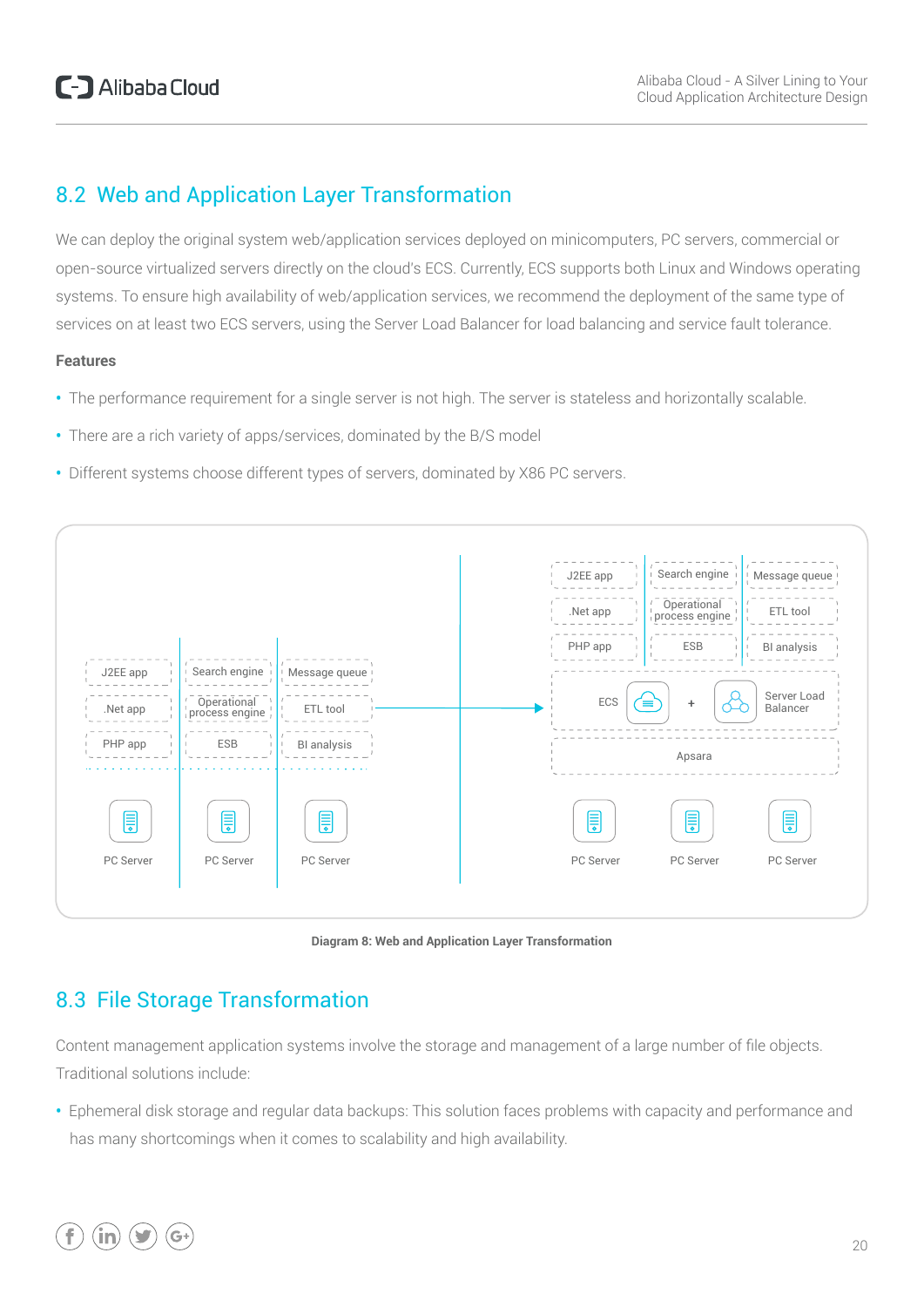## 8.2 Web and Application Layer Transformation

We can deploy the original system web/application services deployed on minicomputers, PC servers, commercial or open-source virtualized servers directly on the cloud's ECS. Currently, ECS supports both Linux and Windows operating systems. To ensure high availability of web/application services, we recommend the deployment of the same type of services on at least two ECS servers, using the Server Load Balancer for load balancing and service fault tolerance.

**Features**

- The performance requirement for a single server is not high. The server is stateless and horizontally scalable.
- There are a rich variety of apps/services, dominated by the B/S model
- Different systems choose different types of servers, dominated by X86 PC servers.

J2EE app | Search engine | Message queue
.Net app | Operational process engine | ETL tool
PHP app | ESB | BI analysis
PC Server | PC Server | PC Server

J2EE app | Search engine | Message queue
.Net app | Operational process engine | ETL tool
PHP app | ESB | BI analysis
ECS + Server Load Balancer
Apsara
PC Server | PC Server | PC Server

**Diagram 8: Web and Application Layer Transformation**

## 8.3 File Storage Transformation

Content management application systems involve the storage and management of a large number of file objects. Traditional solutions include:

- Ephemeral disk storage and regular data backups: This solution faces problems with capacity and performance and has many shortcomings when it comes to scalability and high availability.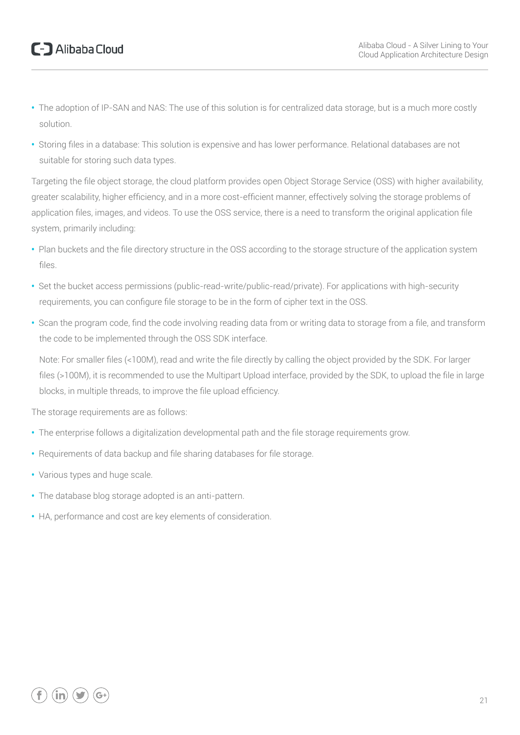- The adoption of IP-SAN and NAS: The use of this solution is for centralized data storage, but is a much more costly solution.
- Storing files in a database: This solution is expensive and has lower performance. Relational databases are not suitable for storing such data types.

Targeting the file object storage, the cloud platform provides open Object Storage Service (OSS) with higher availability, greater scalability, higher efficiency, and in a more cost-efficient manner, effectively solving the storage problems of application files, images, and videos. To use the OSS service, there is a need to transform the original application file system, primarily including:

- Plan buckets and the file directory structure in the OSS according to the storage structure of the application system files.
- Set the bucket access permissions (public-read-write/public-read/private). For applications with high-security requirements, you can configure file storage to be in the form of cipher text in the OSS.
- Scan the program code, find the code involving reading data from or writing data to storage from a file, and transform the code to be implemented through the OSS SDK interface.

  Note: For smaller files (<100M), read and write the file directly by calling the object provided by the SDK. For larger files (>100M), it is recommended to use the Multipart Upload interface, provided by the SDK, to upload the file in large blocks, in multiple threads, to improve the file upload efficiency.

The storage requirements are as follows:

- The enterprise follows a digitalization developmental path and the file storage requirements grow.
- Requirements of data backup and file sharing databases for file storage.
- Various types and huge scale.
- The database blog storage adopted is an anti-pattern.
- HA, performance and cost are key elements of consideration.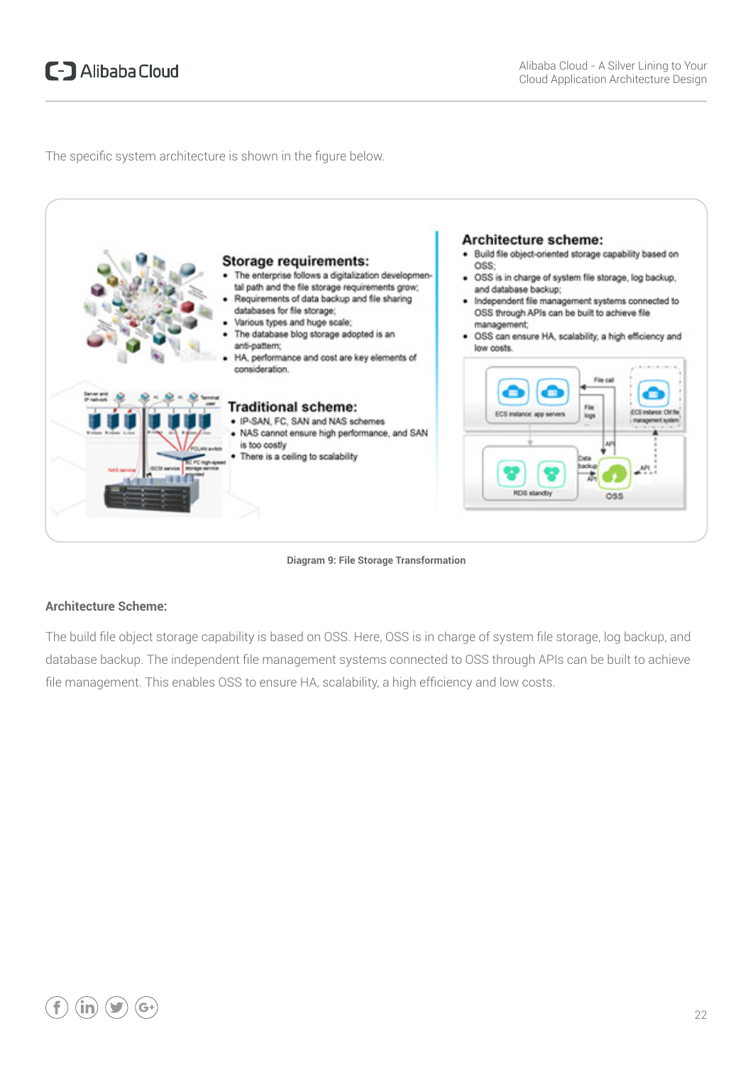The specific system architecture is shown in the figure below.

**Diagram 9: File Storage Transformation**

**Architecture Scheme:**

The build file object storage capability is based on OSS. Here, OSS is in charge of system file storage, log backup, and database backup. The independent file management systems connected to OSS through APIs can be built to achieve file management. This enables OSS to ensure HA, scalability, a high efficiency and low costs.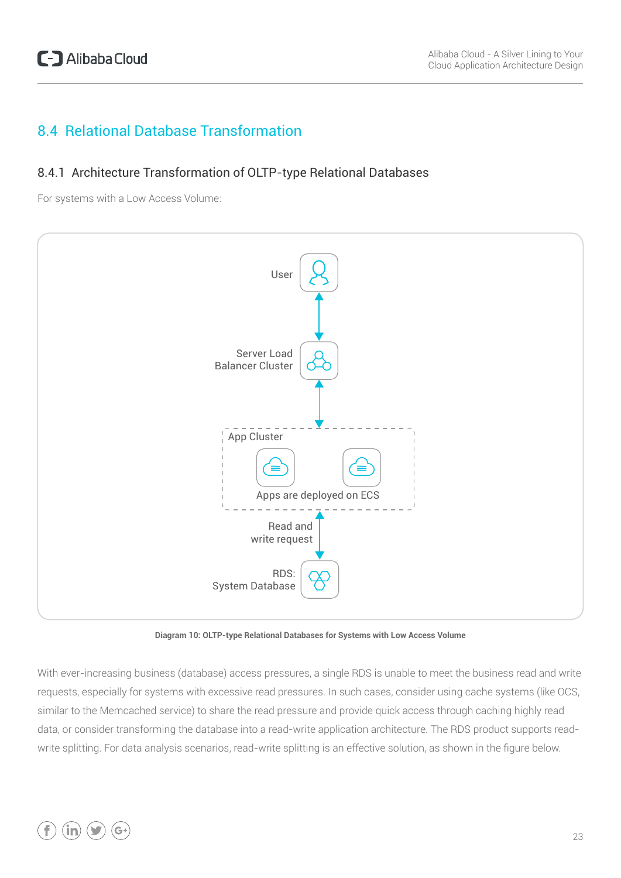## 8.4 Relational Database Transformation

### 8.4.1 Architecture Transformation of OLTP-type Relational Databases

For systems with a Low Access Volume:

User

Server Load Balancer Cluster

App Cluster

Apps are deployed on ECS

Read and write request

RDS: System Database

**Diagram 10: OLTP-type Relational Databases for Systems with Low Access Volume**

With ever-increasing business (database) access pressures, a single RDS is unable to meet the business read and write requests, especially for systems with excessive read pressures. In such cases, consider using cache systems (like OCS, similar to the Memcached service) to share the read pressure and provide quick access through caching highly read data, or consider transforming the database into a read-write application architecture. The RDS product supports read-write splitting. For data analysis scenarios, read-write splitting is an effective solution, as shown in the figure below.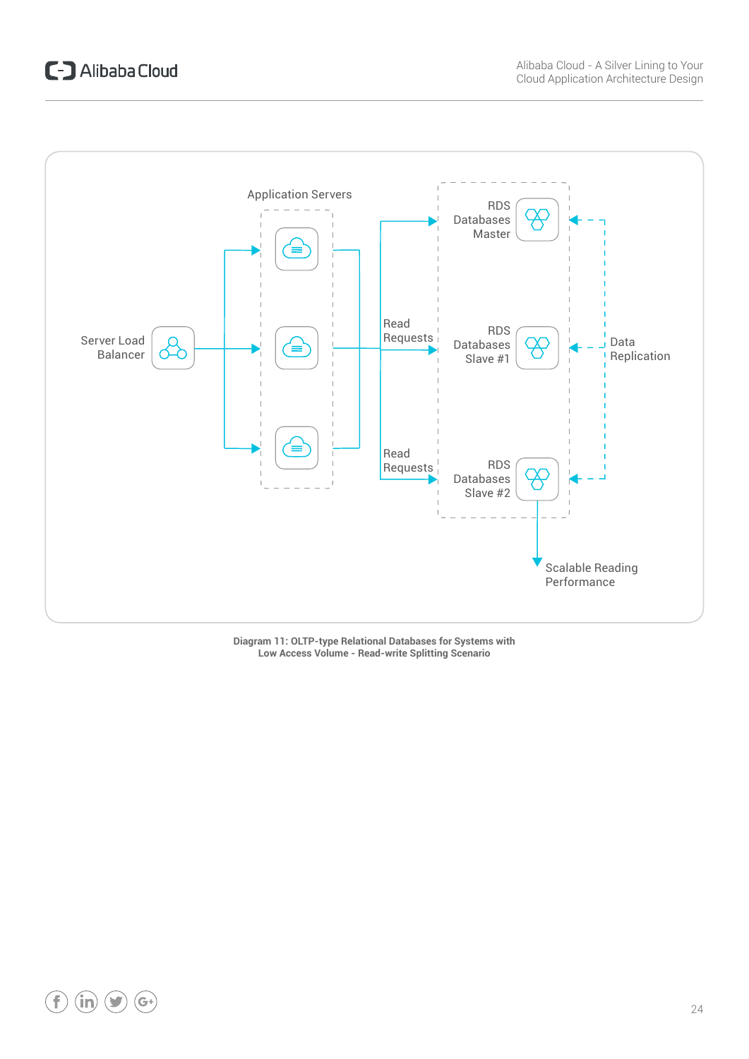Application Servers

Server Load Balancer

Read Requests

Read Requests

RDS Databases Master

RDS Databases Slave #1

RDS Databases Slave #2

Data Replication

Scalable Reading Performance

**Diagram 11: OLTP-type Relational Databases for Systems with Low Access Volume - Read-write Splitting Scenario**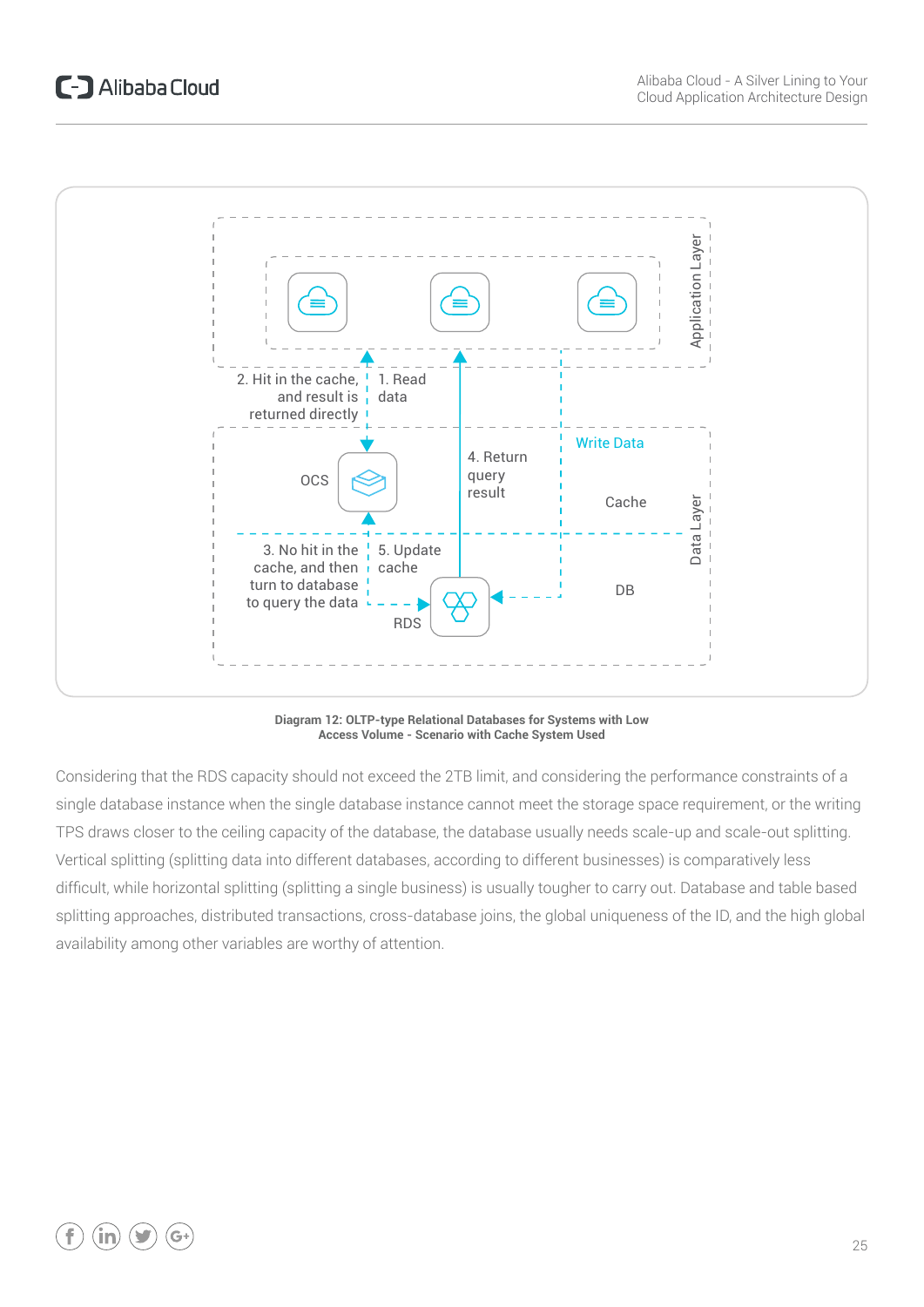**Diagram 12: OLTP-type Relational Databases for Systems with Low Access Volume - Scenario with Cache System Used**

Considering that the RDS capacity should not exceed the 2TB limit, and considering the performance constraints of a single database instance when the single database instance cannot meet the storage space requirement, or the writing TPS draws closer to the ceiling capacity of the database, the database usually needs scale-up and scale-out splitting. Vertical splitting (splitting data into different databases, according to different businesses) is comparatively less difficult, while horizontal splitting (splitting a single business) is usually tougher to carry out. Database and table based splitting approaches, distributed transactions, cross-database joins, the global uniqueness of the ID, and the high global availability among other variables are worthy of attention.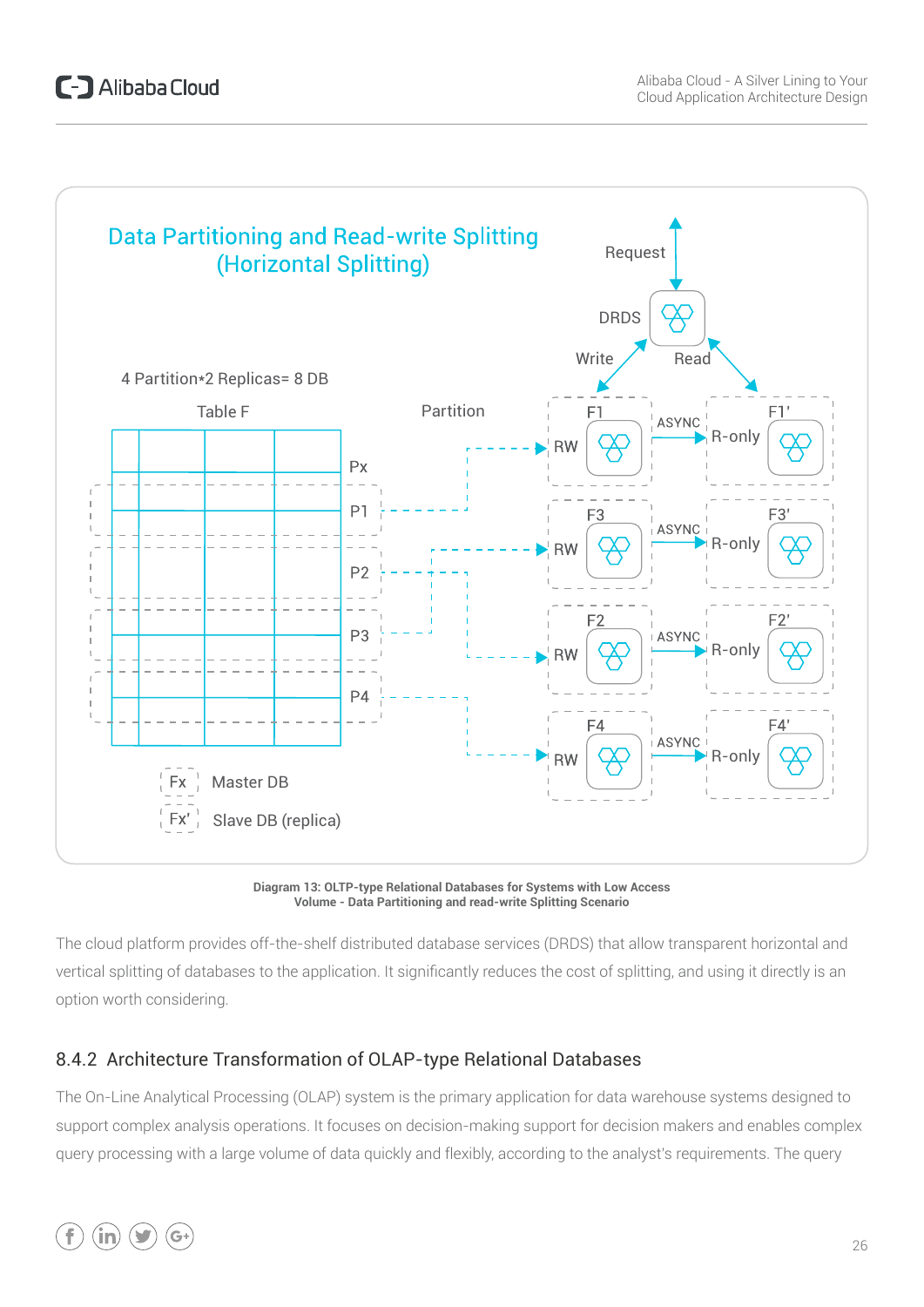Diagram 13: OLTP-type Relational Databases for Systems with Low Access Volume - Data Partitioning and read-write Splitting Scenario

The cloud platform provides off-the-shelf distributed database services (DRDS) that allow transparent horizontal and vertical splitting of databases to the application. It significantly reduces the cost of splitting, and using it directly is an option worth considering.

### 8.4.2 Architecture Transformation of OLAP-type Relational Databases

The On-Line Analytical Processing (OLAP) system is the primary application for data warehouse systems designed to support complex analysis operations. It focuses on decision-making support for decision makers and enables complex query processing with a large volume of data quickly and flexibly, according to the analyst's requirements. The query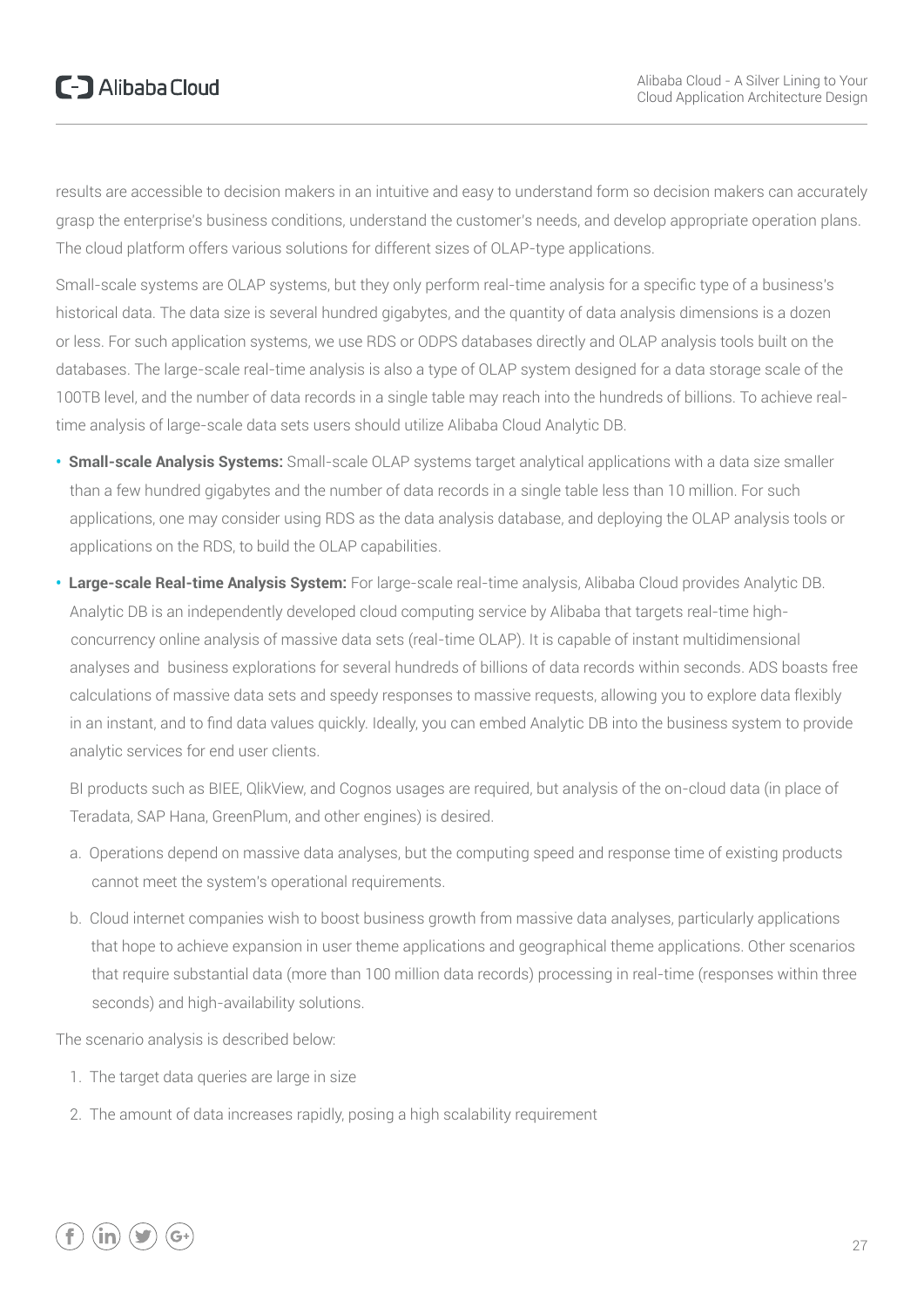results are accessible to decision makers in an intuitive and easy to understand form so decision makers can accurately grasp the enterprise's business conditions, understand the customer's needs, and develop appropriate operation plans. The cloud platform offers various solutions for different sizes of OLAP-type applications.

Small-scale systems are OLAP systems, but they only perform real-time analysis for a specific type of a business's historical data. The data size is several hundred gigabytes, and the quantity of data analysis dimensions is a dozen or less. For such application systems, we use RDS or ODPS databases directly and OLAP analysis tools built on the databases. The large-scale real-time analysis is also a type of OLAP system designed for a data storage scale of the 100TB level, and the number of data records in a single table may reach into the hundreds of billions. To achieve real-time analysis of large-scale data sets users should utilize Alibaba Cloud Analytic DB.

- **Small-scale Analysis Systems:** Small-scale OLAP systems target analytical applications with a data size smaller than a few hundred gigabytes and the number of data records in a single table less than 10 million. For such applications, one may consider using RDS as the data analysis database, and deploying the OLAP analysis tools or applications on the RDS, to build the OLAP capabilities.
- **Large-scale Real-time Analysis System:** For large-scale real-time analysis, Alibaba Cloud provides Analytic DB. Analytic DB is an independently developed cloud computing service by Alibaba that targets real-time high-concurrency online analysis of massive data sets (real-time OLAP). It is capable of instant multidimensional analyses and business explorations for several hundreds of billions of data records within seconds. ADS boasts free calculations of massive data sets and speedy responses to massive requests, allowing you to explore data flexibly in an instant, and to find data values quickly. Ideally, you can embed Analytic DB into the business system to provide analytic services for end user clients.

  BI products such as BIEE, QlikView, and Cognos usages are required, but analysis of the on-cloud data (in place of Teradata, SAP Hana, GreenPlum, and other engines) is desired.

  a. Operations depend on massive data analyses, but the computing speed and response time of existing products cannot meet the system's operational requirements.

  b. Cloud internet companies wish to boost business growth from massive data analyses, particularly applications that hope to achieve expansion in user theme applications and geographical theme applications. Other scenarios that require substantial data (more than 100 million data records) processing in real-time (responses within three seconds) and high-availability solutions.

The scenario analysis is described below:

1. The target data queries are large in size
2. The amount of data increases rapidly, posing a high scalability requirement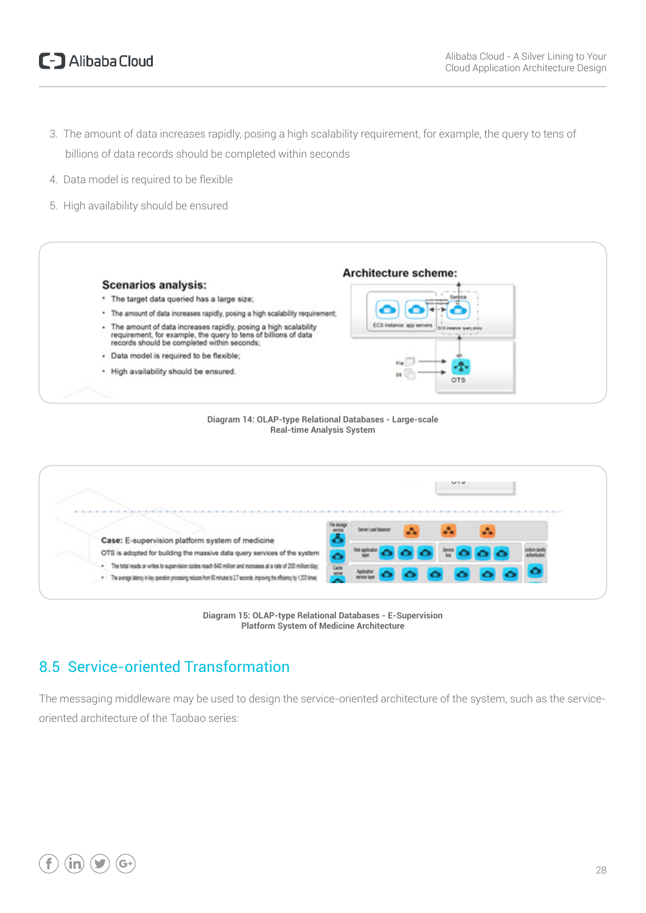3. The amount of data increases rapidly, posing a high scalability requirement, for example, the query to tens of billions of data records should be completed within seconds
4. Data model is required to be flexible
5. High availability should be ensured

Diagram 14: OLAP-type Relational Databases - Large-scale Real-time Analysis System

Diagram 15: OLAP-type Relational Databases - E-Supervision Platform System of Medicine Architecture

## 8.5 Service-oriented Transformation

The messaging middleware may be used to design the service-oriented architecture of the system, such as the service-oriented architecture of the Taobao series: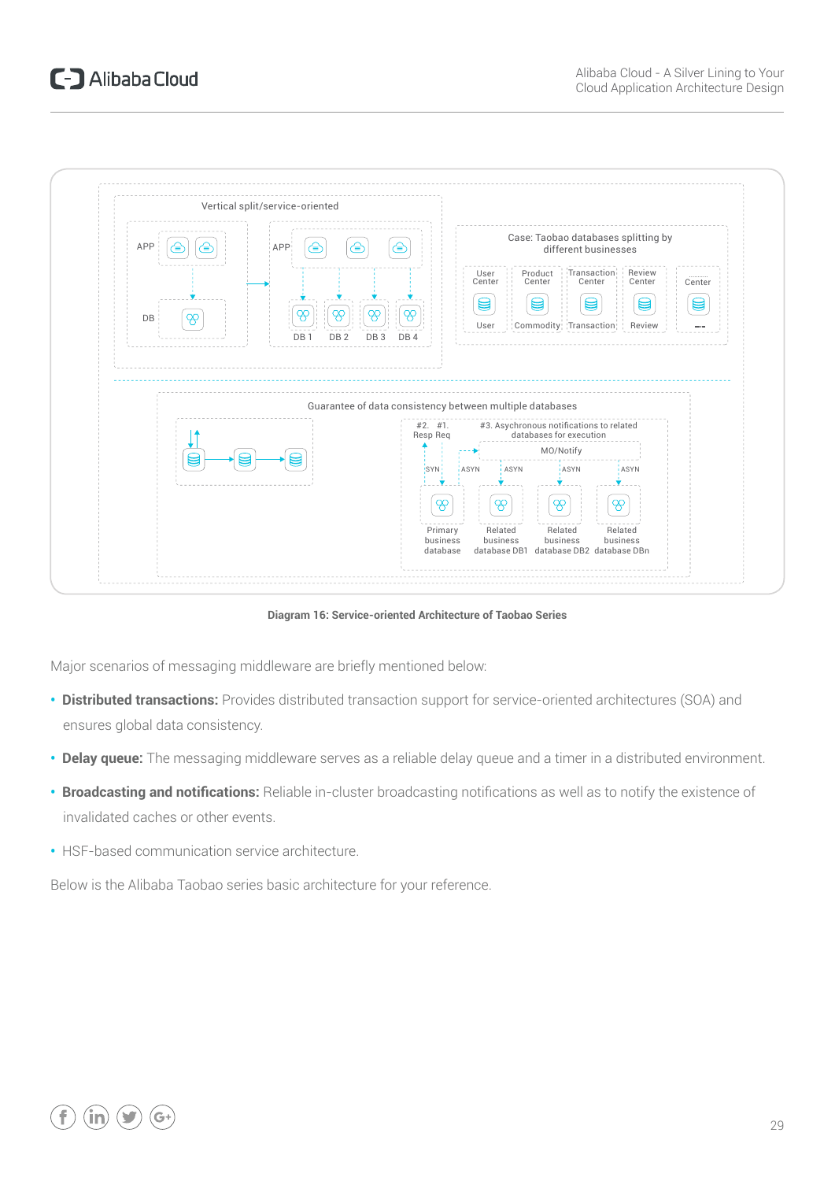Diagram 16: Service-oriented Architecture of Taobao Series

Major scenarios of messaging middleware are briefly mentioned below:

- **Distributed transactions:** Provides distributed transaction support for service-oriented architectures (SOA) and ensures global data consistency.
- **Delay queue:** The messaging middleware serves as a reliable delay queue and a timer in a distributed environment.
- **Broadcasting and notifications:** Reliable in-cluster broadcasting notifications as well as to notify the existence of invalidated caches or other events.
- HSF-based communication service architecture.

Below is the Alibaba Taobao series basic architecture for your reference.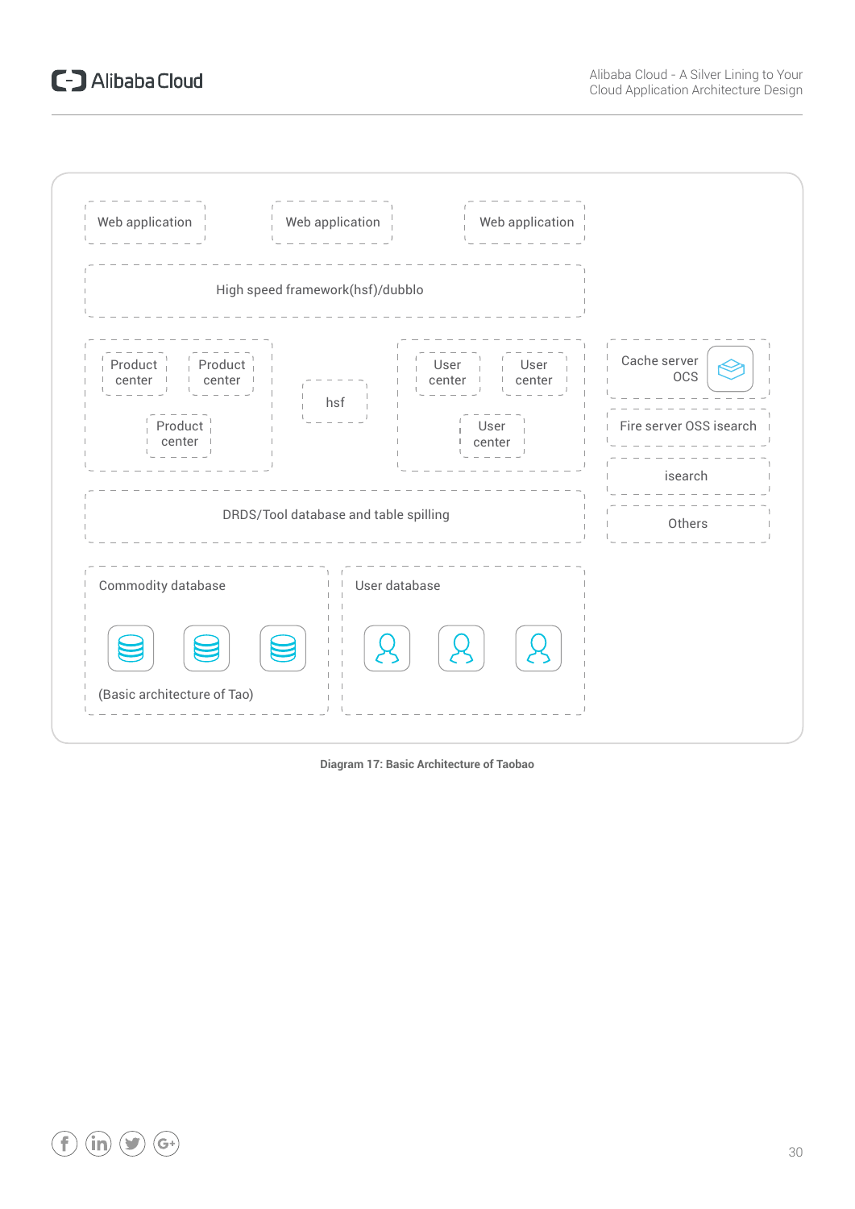Web application

Web application

Web application

High speed framework(hsf)/dubblo

Product center

Product center

Product center

hsf

User center

User center

User center

Cache server OCS

Fire server OSS isearch

isearch

Others

DRDS/Tool database and table spilling

Commodity database

(Basic architecture of Tao)

User database

**Diagram 17: Basic Architecture of Taobao**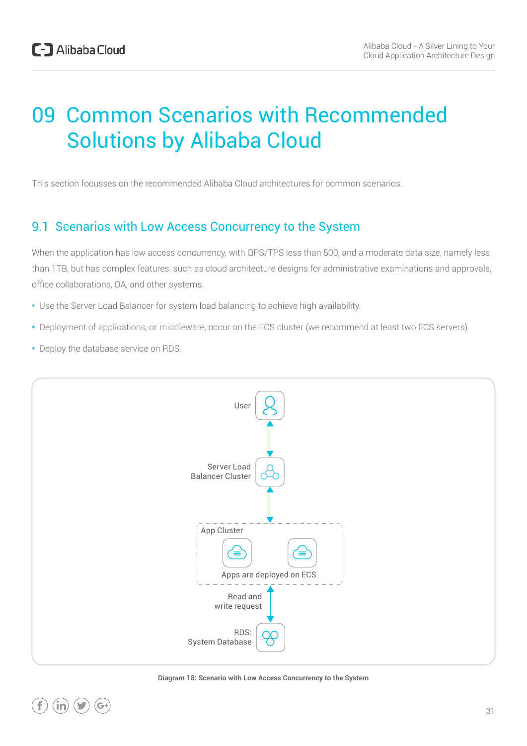# 09 Common Scenarios with Recommended Solutions by Alibaba Cloud

This section focusses on the recommended Alibaba Cloud architectures for common scenarios.

## 9.1 Scenarios with Low Access Concurrency to the System

When the application has low access concurrency, with QPS/TPS less than 500, and a moderate data size, namely less than 1TB, but has complex features, such as cloud architecture designs for administrative examinations and approvals, office collaborations, OA, and other systems.

- Use the Server Load Balancer for system load balancing to achieve high availability.
- Deployment of applications, or middleware, occur on the ECS cluster (we recommend at least two ECS servers).
- Deploy the database service on RDS.

User

Server Load Balancer Cluster

App Cluster

Apps are deployed on ECS

Read and write request

RDS: System Database

**Diagram 18: Scenario with Low Access Concurrency to the System**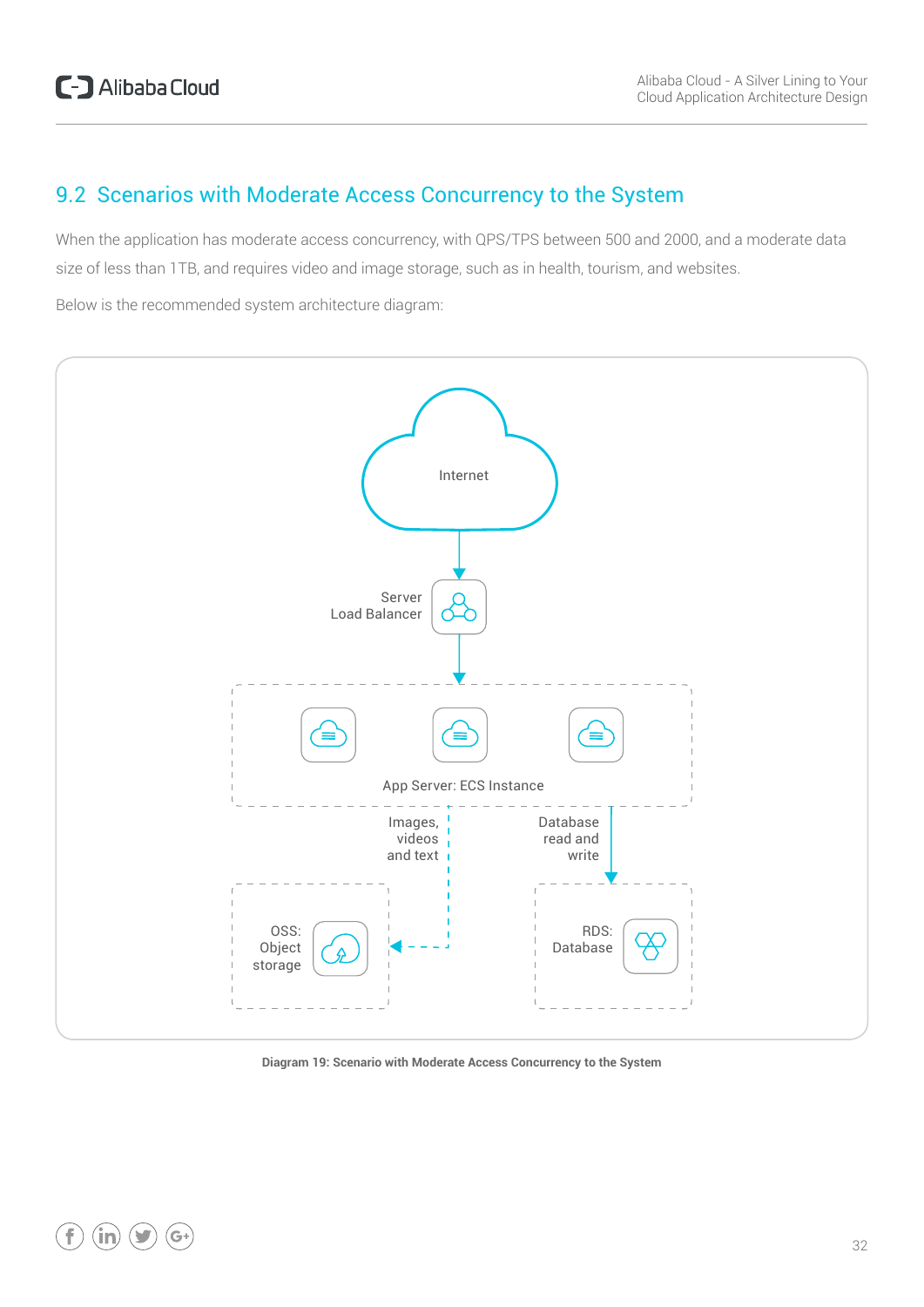## 9.2 Scenarios with Moderate Access Concurrency to the System

When the application has moderate access concurrency, with QPS/TPS between 500 and 2000, and a moderate data size of less than 1TB, and requires video and image storage, such as in health, tourism, and websites.

Below is the recommended system architecture diagram:

Internet

Server Load Balancer

App Server: ECS Instance

Images, videos and text

Database read and write

OSS: Object storage

RDS: Database

**Diagram 19: Scenario with Moderate Access Concurrency to the System**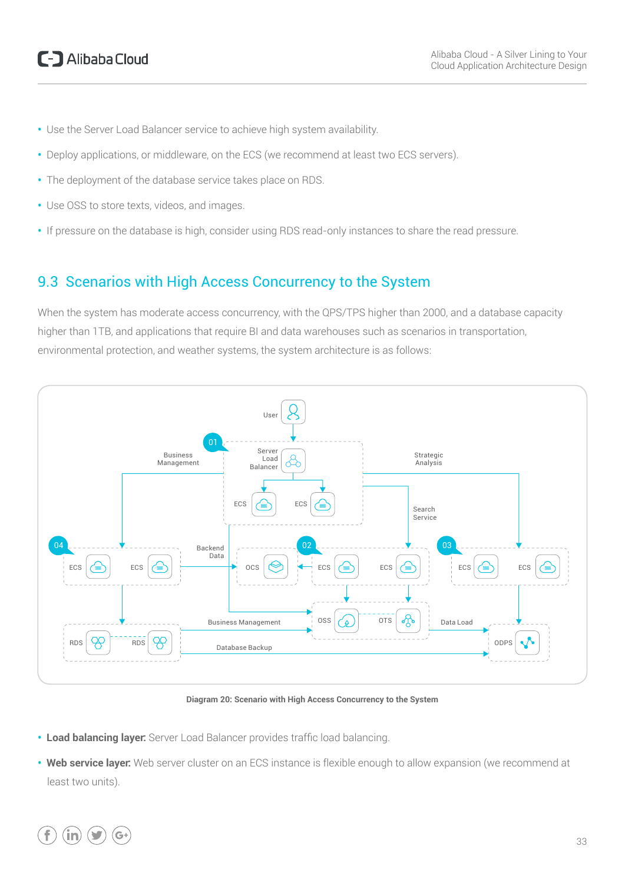- Use the Server Load Balancer service to achieve high system availability.
- Deploy applications, or middleware, on the ECS (we recommend at least two ECS servers).
- The deployment of the database service takes place on RDS.
- Use OSS to store texts, videos, and images.
- If pressure on the database is high, consider using RDS read-only instances to share the read pressure.

## 9.3 Scenarios with High Access Concurrency to the System

When the system has moderate access concurrency, with the QPS/TPS higher than 2000, and a database capacity higher than 1TB, and applications that require BI and data warehouses such as scenarios in transportation, environmental protection, and weather systems, the system architecture is as follows:

Diagram 20: Scenario with High Access Concurrency to the System

- **Load balancing layer:** Server Load Balancer provides traffic load balancing.
- **Web service layer:** Web server cluster on an ECS instance is flexible enough to allow expansion (we recommend at least two units).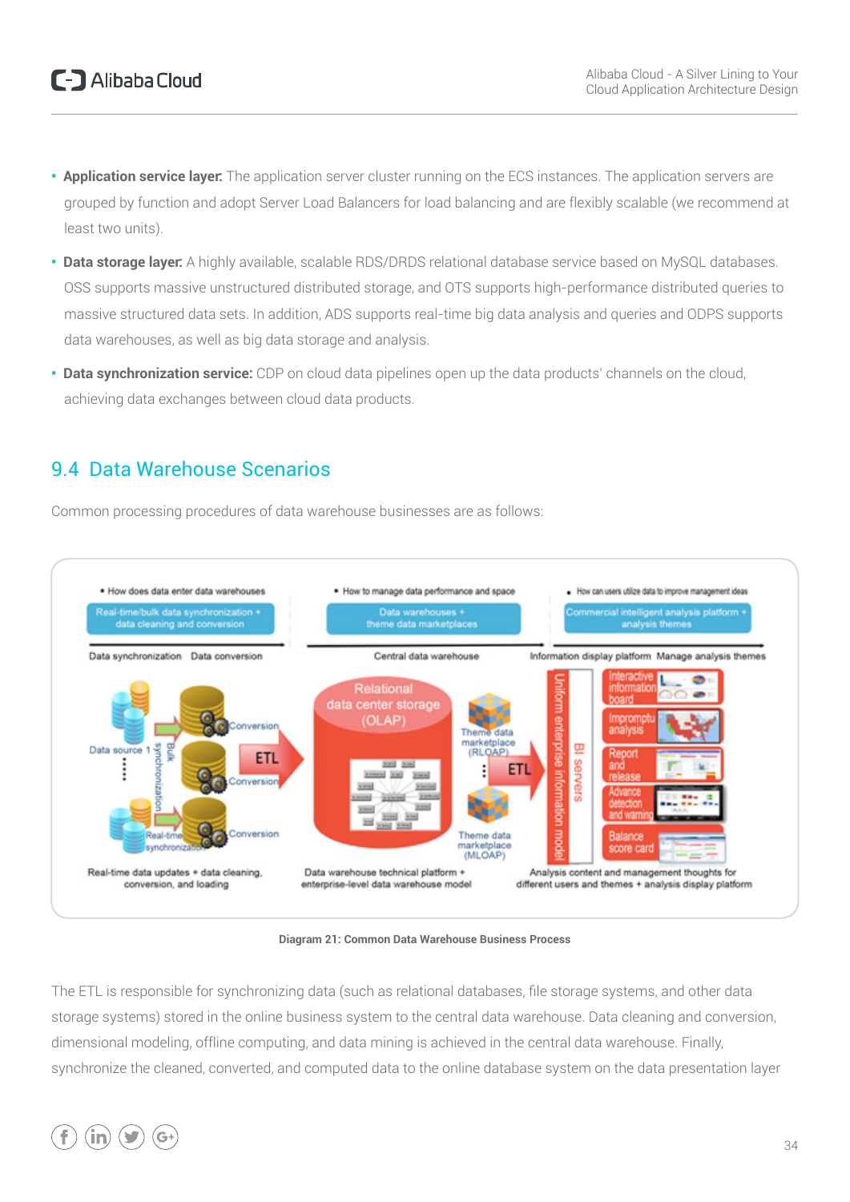- **Application service layer:** The application server cluster running on the ECS instances. The application servers are grouped by function and adopt Server Load Balancers for load balancing and are flexibly scalable (we recommend at least two units).
- **Data storage layer:** A highly available, scalable RDS/DRDS relational database service based on MySQL databases. OSS supports massive unstructured distributed storage, and OTS supports high-performance distributed queries to massive structured data sets. In addition, ADS supports real-time big data analysis and queries and ODPS supports data warehouses, as well as big data storage and analysis.
- **Data synchronization service:** CDP on cloud data pipelines open up the data products' channels on the cloud, achieving data exchanges between cloud data products.

## 9.4 Data Warehouse Scenarios

Common processing procedures of data warehouse businesses are as follows:

Diagram 21: Common Data Warehouse Business Process

The ETL is responsible for synchronizing data (such as relational databases, file storage systems, and other data storage systems) stored in the online business system to the central data warehouse. Data cleaning and conversion, dimensional modeling, offline computing, and data mining is achieved in the central data warehouse. Finally, synchronize the cleaned, converted, and computed data to the online database system on the data presentation layer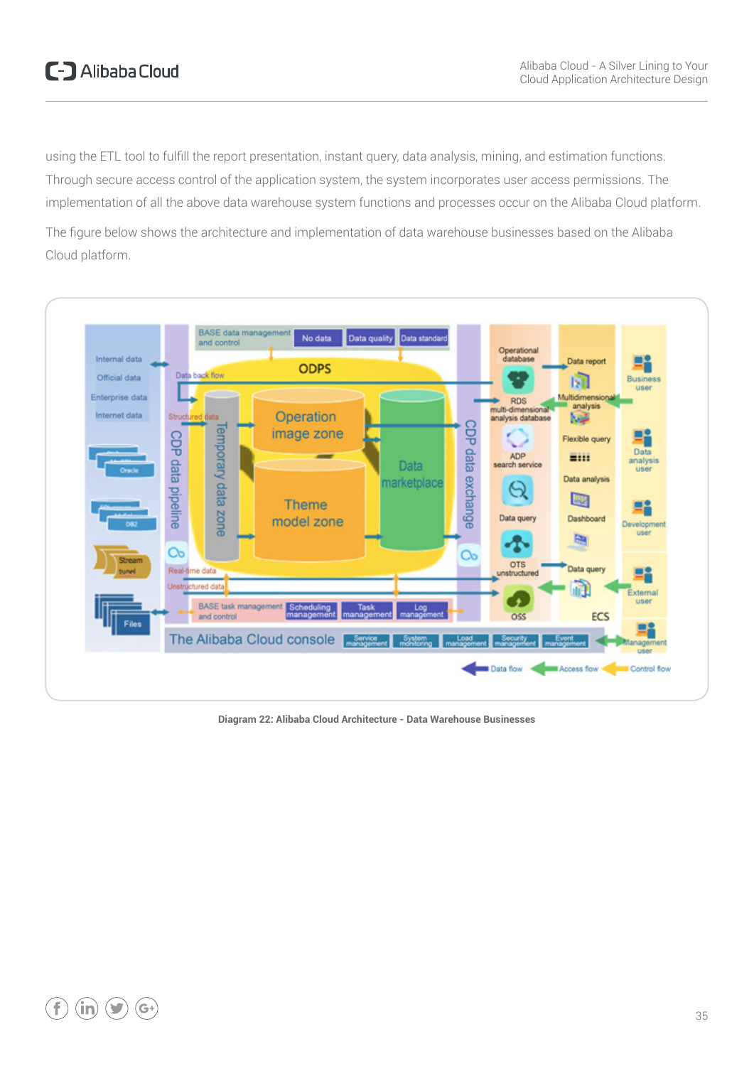using the ETL tool to fulfill the report presentation, instant query, data analysis, mining, and estimation functions. Through secure access control of the application system, the system incorporates user access permissions. The implementation of all the above data warehouse system functions and processes occur on the Alibaba Cloud platform.

The figure below shows the architecture and implementation of data warehouse businesses based on the Alibaba Cloud platform.

Diagram 22: Alibaba Cloud Architecture - Data Warehouse Businesses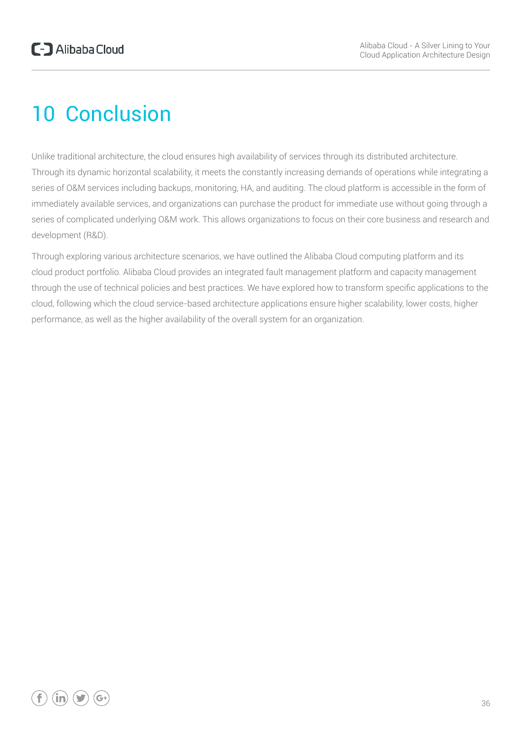# 10 Conclusion

Unlike traditional architecture, the cloud ensures high availability of services through its distributed architecture. Through its dynamic horizontal scalability, it meets the constantly increasing demands of operations while integrating a series of O&M services including backups, monitoring, HA, and auditing. The cloud platform is accessible in the form of immediately available services, and organizations can purchase the product for immediate use without going through a series of complicated underlying O&M work. This allows organizations to focus on their core business and research and development (R&D).

Through exploring various architecture scenarios, we have outlined the Alibaba Cloud computing platform and its cloud product portfolio. Alibaba Cloud provides an integrated fault management platform and capacity management through the use of technical policies and best practices. We have explored how to transform specific applications to the cloud, following which the cloud service-based architecture applications ensure higher scalability, lower costs, higher performance, as well as the higher availability of the overall system for an organization.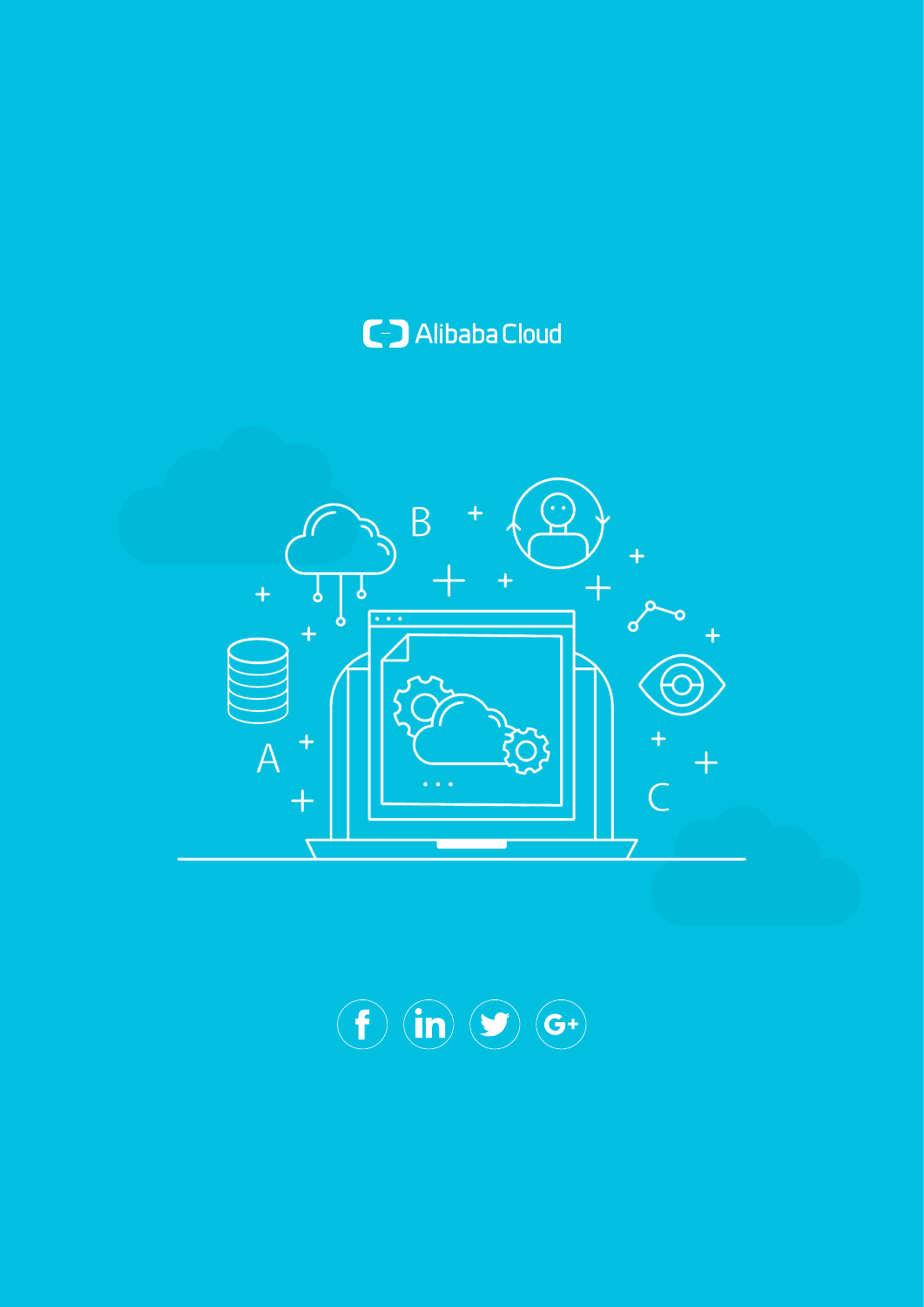Alibaba Cloud